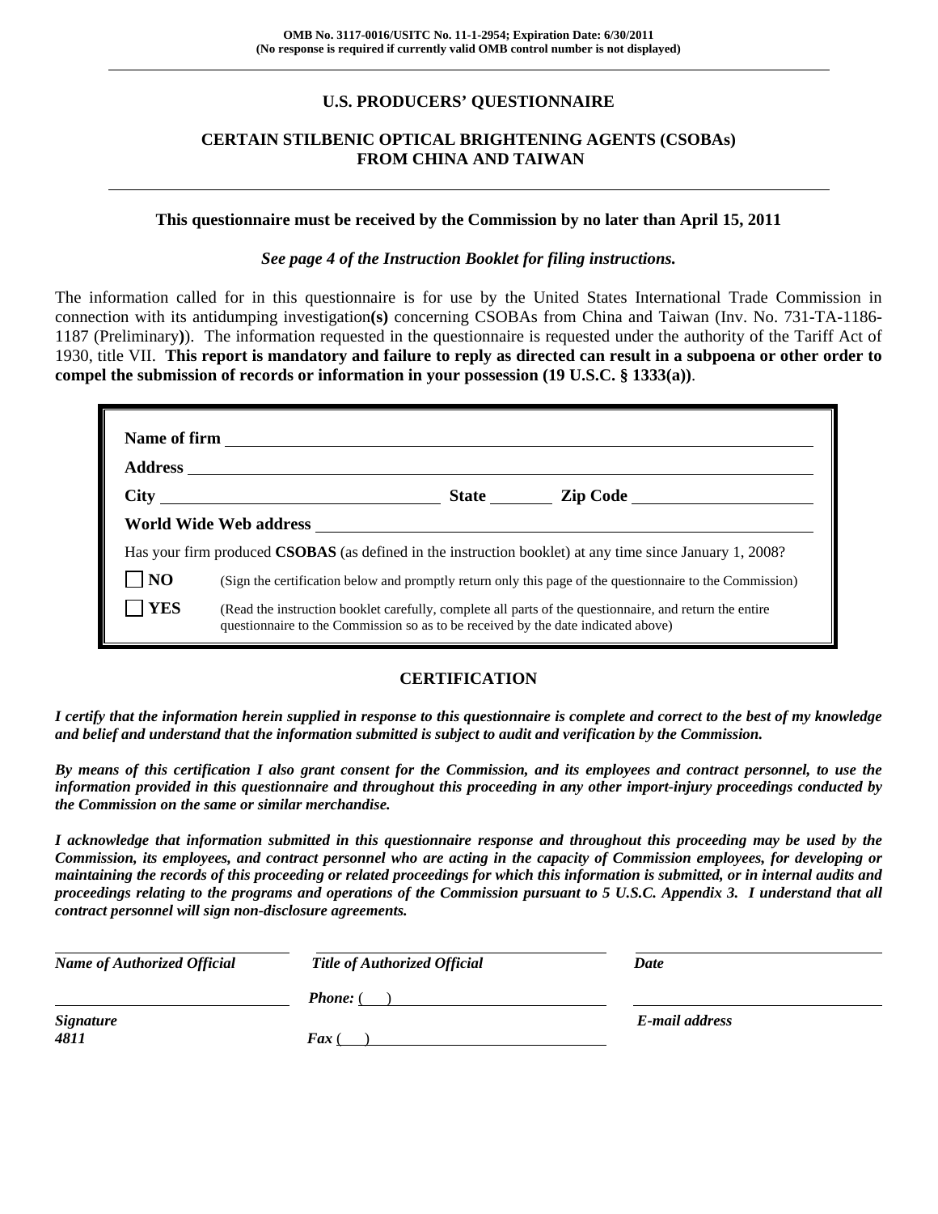OMB No. 3117-0016/USITC No. 11-1-2954; Expiration Date: 6/30/2011
(No response is required if currently valid OMB control number is not displayed)

# U.S. PRODUCERS' QUESTIONNAIRE

## CERTAIN STILBENIC OPTICAL BRIGHTENING AGENTS (CSOBAs) FROM CHINA AND TAIWAN

**This questionnaire must be received by the Commission by no later than April 15, 2011**

***See page 4 of the Instruction Booklet for filing instructions.***

The information called for in this questionnaire is for use by the United States International Trade Commission in connection with its antidumping investigation**(s)** concerning CSOBAs from China and Taiwan (Inv. No. 731-TA-1186-1187 (Preliminary**)**). The information requested in the questionnaire is requested under the authority of the Tariff Act of 1930, title VII. **This report is mandatory and failure to reply as directed can result in a subpoena or other order to compel the submission of records or information in your possession (19 U.S.C. § 1333(a))**.

**Name of firm** ____________________

**Address** ____________________

**City** ____________________ **State** ________ **Zip Code** ____________________

**World Wide Web address** ____________________

Has your firm produced **CSOBAS** (as defined in the instruction booklet) at any time since January 1, 2008?

☐ **NO** (Sign the certification below and promptly return only this page of the questionnaire to the Commission)

☐ **YES** (Read the instruction booklet carefully, complete all parts of the questionnaire, and return the entire questionnaire to the Commission so as to be received by the date indicated above)

## CERTIFICATION

***I certify that the information herein supplied in response to this questionnaire is complete and correct to the best of my knowledge and belief and understand that the information submitted is subject to audit and verification by the Commission.***

***By means of this certification I also grant consent for the Commission, and its employees and contract personnel, to use the information provided in this questionnaire and throughout this proceeding in any other import-injury proceedings conducted by the Commission on the same or similar merchandise.***

***I acknowledge that information submitted in this questionnaire response and throughout this proceeding may be used by the Commission, its employees, and contract personnel who are acting in the capacity of Commission employees, for developing or maintaining the records of this proceeding or related proceedings for which this information is submitted, or in internal audits and proceedings relating to the programs and operations of the Commission pursuant to 5 U.S.C. Appendix 3. I understand that all contract personnel will sign non-disclosure agreements.***

____________________ ____________________ ____________________

***Name of Authorized Official*** ***Title of Authorized Official*** ***Date***

____________________ ***Phone:*** ( ) ____________________ ____________________

***Signature*** ***E-mail address***

***4811*** ***Fax*** ( ) ____________________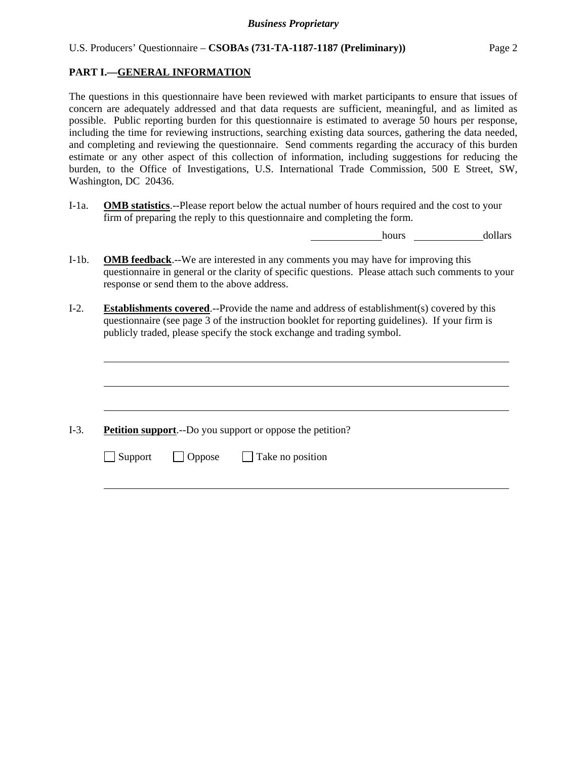## PART I.—GENERAL INFORMATION

The questions in this questionnaire have been reviewed with market participants to ensure that issues of concern are adequately addressed and that data requests are sufficient, meaningful, and as limited as possible. Public reporting burden for this questionnaire is estimated to average 50 hours per response, including the time for reviewing instructions, searching existing data sources, gathering the data needed, and completing and reviewing the questionnaire. Send comments regarding the accuracy of this burden estimate or any other aspect of this collection of information, including suggestions for reducing the burden, to the Office of Investigations, U.S. International Trade Commission, 500 E Street, SW, Washington, DC 20436.

I-1a. **OMB statistics**.--Please report below the actual number of hours required and the cost to your firm of preparing the reply to this questionnaire and completing the form.

_____________ hours _____________ dollars

I-1b. **OMB feedback**.--We are interested in any comments you may have for improving this questionnaire in general or the clarity of specific questions. Please attach such comments to your response or send them to the above address.

I-2. **Establishments covered**.--Provide the name and address of establishment(s) covered by this questionnaire (see page 3 of the instruction booklet for reporting guidelines). If your firm is publicly traded, please specify the stock exchange and trading symbol.

_______________________________________________________________

_______________________________________________________________

_______________________________________________________________

I-3. **Petition support**.--Do you support or oppose the petition?

☐ Support ☐ Oppose ☐ Take no position

_______________________________________________________________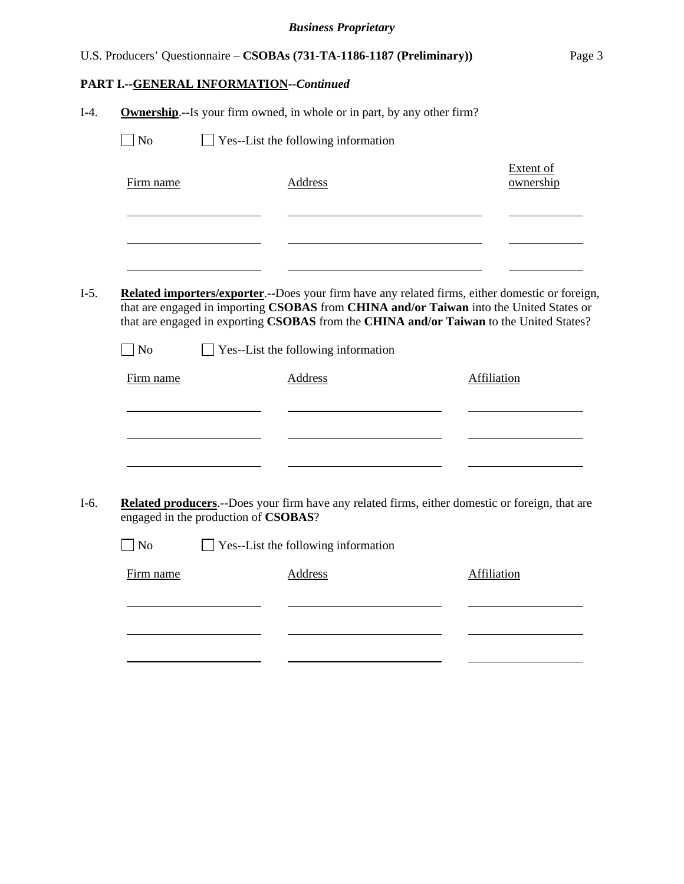**PART I.--GENERAL INFORMATION--*Continued***

I-4. **Ownership**.--Is your firm owned, in whole or in part, by any other firm?

☐ No ☐ Yes--List the following information

| Firm name | Address | Extent of ownership |
|---|---|---|
| | | |
| | | |
| | | |

I-5. **Related importers/exporter**.--Does your firm have any related firms, either domestic or foreign, that are engaged in importing **CSOBAS** from **CHINA and/or Taiwan** into the United States or that are engaged in exporting **CSOBAS** from the **CHINA and/or Taiwan** to the United States?

☐ No ☐ Yes--List the following information

| Firm name | Address | Affiliation |
|---|---|---|
| | | |
| | | |
| | | |

I-6. **Related producers**.--Does your firm have any related firms, either domestic or foreign, that are engaged in the production of **CSOBAS**?

☐ No ☐ Yes--List the following information

| Firm name | Address | Affiliation |
|---|---|---|
| | | |
| | | |
| | | |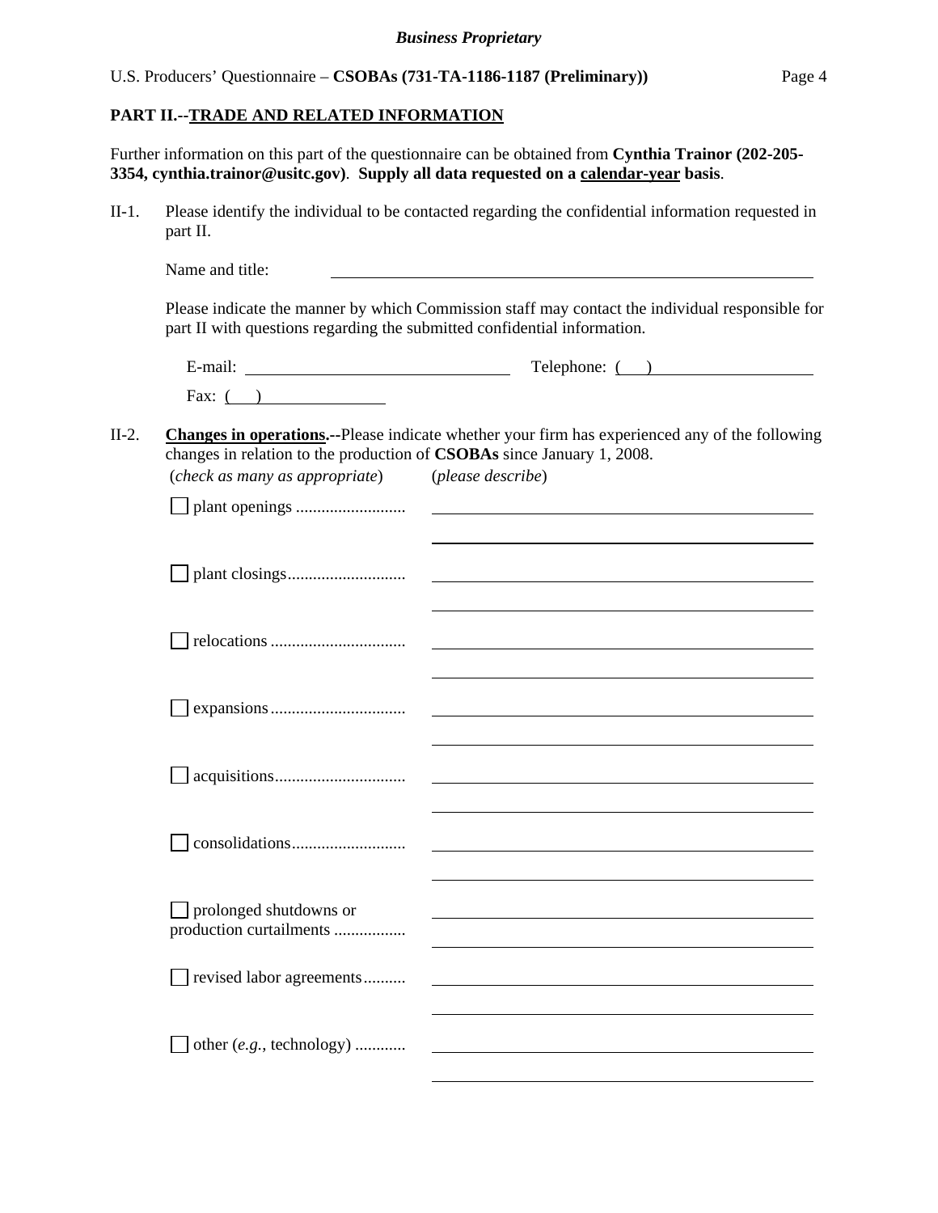## PART II.--TRADE AND RELATED INFORMATION

Further information on this part of the questionnaire can be obtained from **Cynthia Trainor (202-205-3354, cynthia.trainor@usitc.gov)**. **Supply all data requested on a calendar-year basis**.

II-1. Please identify the individual to be contacted regarding the confidential information requested in part II.

Name and title: ______________________________

Please indicate the manner by which Commission staff may contact the individual responsible for part II with questions regarding the submitted confidential information.

E-mail: ______________________ Telephone: ( ) ______________

Fax: ( ) ______________

II-2. **Changes in operations.--**Please indicate whether your firm has experienced any of the following changes in relation to the production of **CSOBAs** since January 1, 2008.

(*check as many as appropriate*) (*please describe*)

☐ plant openings .......................... ______________________________

☐ plant closings............................ ______________________________

☐ relocations ................................ ______________________________

☐ expansions................................ ______________________________

☐ acquisitions............................... ______________________________

☐ consolidations........................... ______________________________

☐ prolonged shutdowns or production curtailments ................. ______________________________

☐ revised labor agreements.......... ______________________________

☐ other (*e.g.*, technology) ............ ______________________________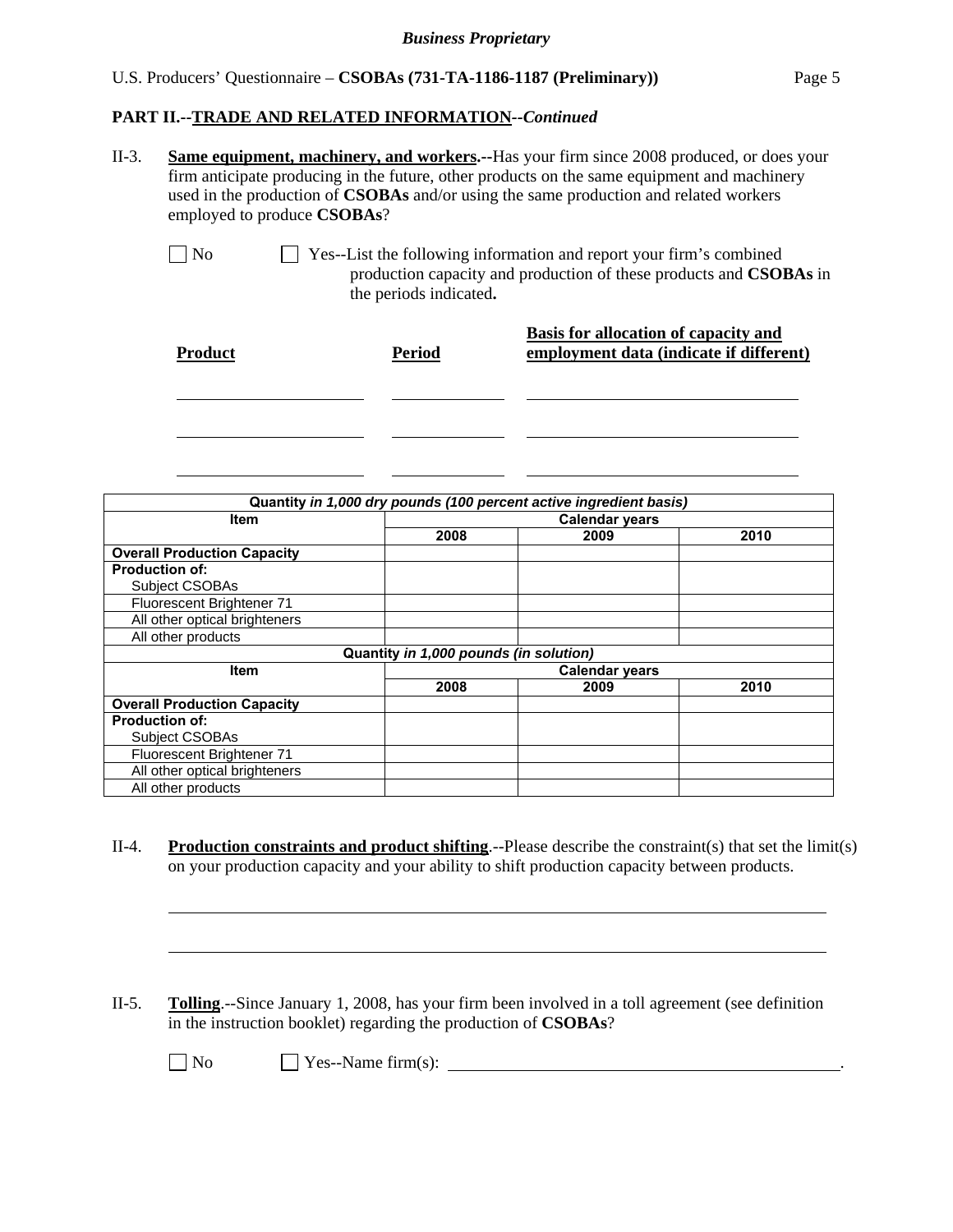## PART II.--TRADE AND RELATED INFORMATION--*Continued*

II-3. **Same equipment, machinery, and workers.--**Has your firm since 2008 produced, or does your firm anticipate producing in the future, other products on the same equipment and machinery used in the production of **CSOBAs** and/or using the same production and related workers employed to produce **CSOBAs**?

☐ No ☐ Yes--List the following information and report your firm's combined production capacity and production of these products and **CSOBAs** in the periods indicated**.**

| **Product** | **Period** | **Basis for allocation of capacity and employment data (indicate if different)** |
|---|---|---|
| | | |
| | | |
| | | |

| Quantity *in 1,000 dry pounds (100 percent active ingredient basis)* | | | |
|---|---|---|---|
| **Item** | **Calendar years** | | |
| | **2008** | **2009** | **2010** |
| **Overall Production Capacity** | | | |
| **Production of:** | | | |
| Subject CSOBAs | | | |
| Fluorescent Brightener 71 | | | |
| All other optical brighteners | | | |
| All other products | | | |
| Quantity *in 1,000 pounds (in solution)* | | | |
| **Item** | **Calendar years** | | |
| | **2008** | **2009** | **2010** |
| **Overall Production Capacity** | | | |
| **Production of:** | | | |
| Subject CSOBAs | | | |
| Fluorescent Brightener 71 | | | |
| All other optical brighteners | | | |
| All other products | | | |

II-4. **Production constraints and product shifting**.--Please describe the constraint(s) that set the limit(s) on your production capacity and your ability to shift production capacity between products.

______________________________________________________________________

______________________________________________________________________

II-5. **Tolling**.--Since January 1, 2008, has your firm been involved in a toll agreement (see definition in the instruction booklet) regarding the production of **CSOBAs**?

☐ No ☐ Yes--Name firm(s): ______________________________________________.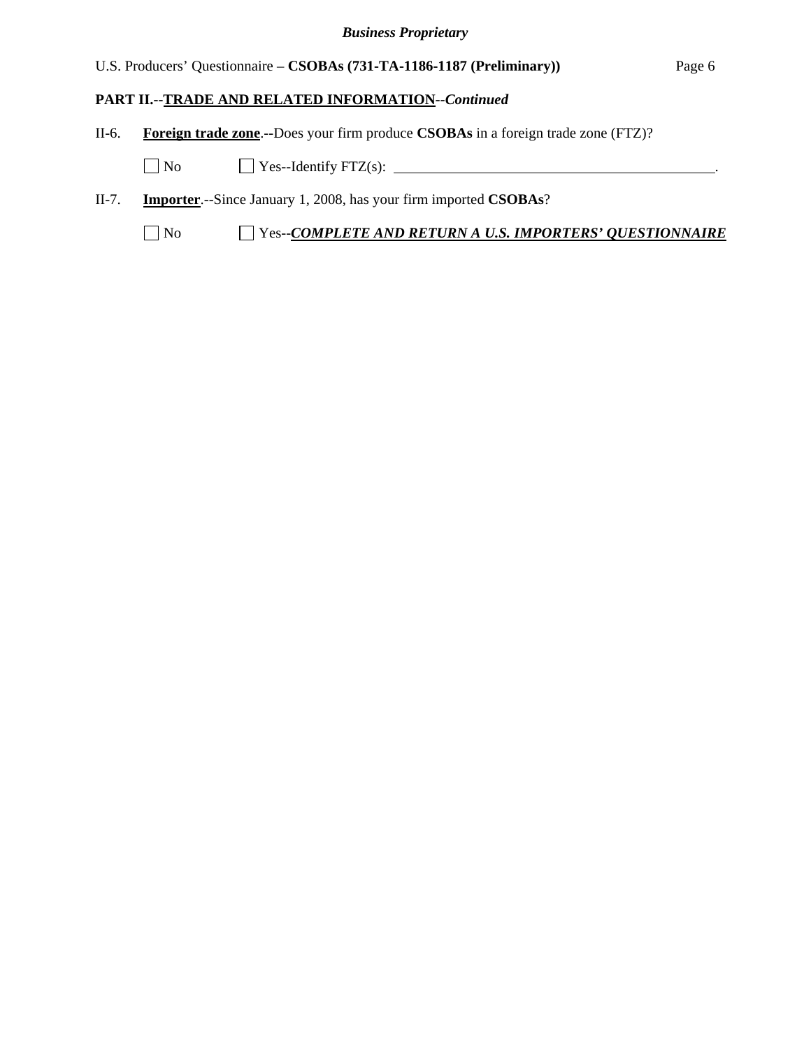**PART II.--<u>TRADE AND RELATED INFORMATION</u>--*Continued***

II-6. **<u>Foreign trade zone</u>**.--Does your firm produce **CSOBAs** in a foreign trade zone (FTZ)?

☐ No ☐ Yes--Identify FTZ(s): ____________________________________________.

II-7. **<u>Importer</u>**.--Since January 1, 2008, has your firm imported **CSOBAs**?

☐ No ☐ Yes--***<u>COMPLETE AND RETURN A U.S. IMPORTERS' QUESTIONNAIRE</u>***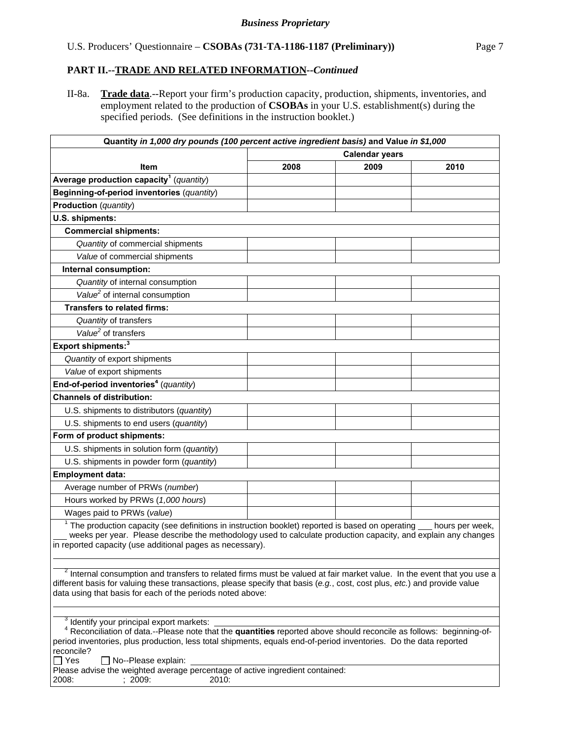**PART II.--TRADE AND RELATED INFORMATION--*Continued***

II-8a. **Trade data**.--Report your firm's production capacity, production, shipments, inventories, and employment related to the production of **CSOBAs** in your U.S. establishment(s) during the specified periods. (See definitions in the instruction booklet.)

| **Quantity *in 1,000 dry pounds (100 percent active ingredient basis)* and Value *in $1,000*** | | | |
|---|---|---|---|
| | **Calendar years** | | |
| **Item** | **2008** | **2009** | **2010** |
| **Average production capacity**[1] (*quantity*) | | | |
| **Beginning-of-period inventories** (*quantity*) | | | |
| **Production** (*quantity*) | | | |
| **U.S. shipments:** | | | |
| **Commercial shipments:** | | | |
| *Quantity* of commercial shipments | | | |
| *Value* of commercial shipments | | | |
| **Internal consumption:** | | | |
| *Quantity* of internal consumption | | | |
| *Value*[2] of internal consumption | | | |
| **Transfers to related firms:** | | | |
| *Quantity* of transfers | | | |
| *Value*[2] of transfers | | | |
| **Export shipments:**[3] | | | |
| *Quantity* of export shipments | | | |
| *Value* of export shipments | | | |
| **End-of-period inventories**[4] (*quantity*) | | | |
| **Channels of distribution:** | | | |
| U.S. shipments to distributors (*quantity*) | | | |
| U.S. shipments to end users (*quantity*) | | | |
| **Form of product shipments:** | | | |
| U.S. shipments in solution form (*quantity*) | | | |
| U.S. shipments in powder form (*quantity*) | | | |
| **Employment data:** | | | |
| Average number of PRWs (*number*) | | | |
| Hours worked by PRWs (*1,000 hours*) | | | |
| Wages paid to PRWs (*value*) | | | |

[1] The production capacity (see definitions in instruction booklet) reported is based on operating ___ hours per week, ___ weeks per year. Please describe the methodology used to calculate production capacity, and explain any changes in reported capacity (use additional pages as necessary).

[2] Internal consumption and transfers to related firms must be valued at fair market value. In the event that you use a different basis for valuing these transactions, please specify that basis (*e.g.*, cost, cost plus, *etc.*) and provide value data using that basis for each of the periods noted above:

[3] Identify your principal export markets: ___

[4] Reconciliation of data.--Please note that the **quantities** reported above should reconcile as follows: beginning-of-period inventories, plus production, less total shipments, equals end-of-period inventories. Do the data reported reconcile?

☐ Yes ☐ No--Please explain: ___

Please advise the weighted average percentage of active ingredient contained:
2008: ; 2009: 2010: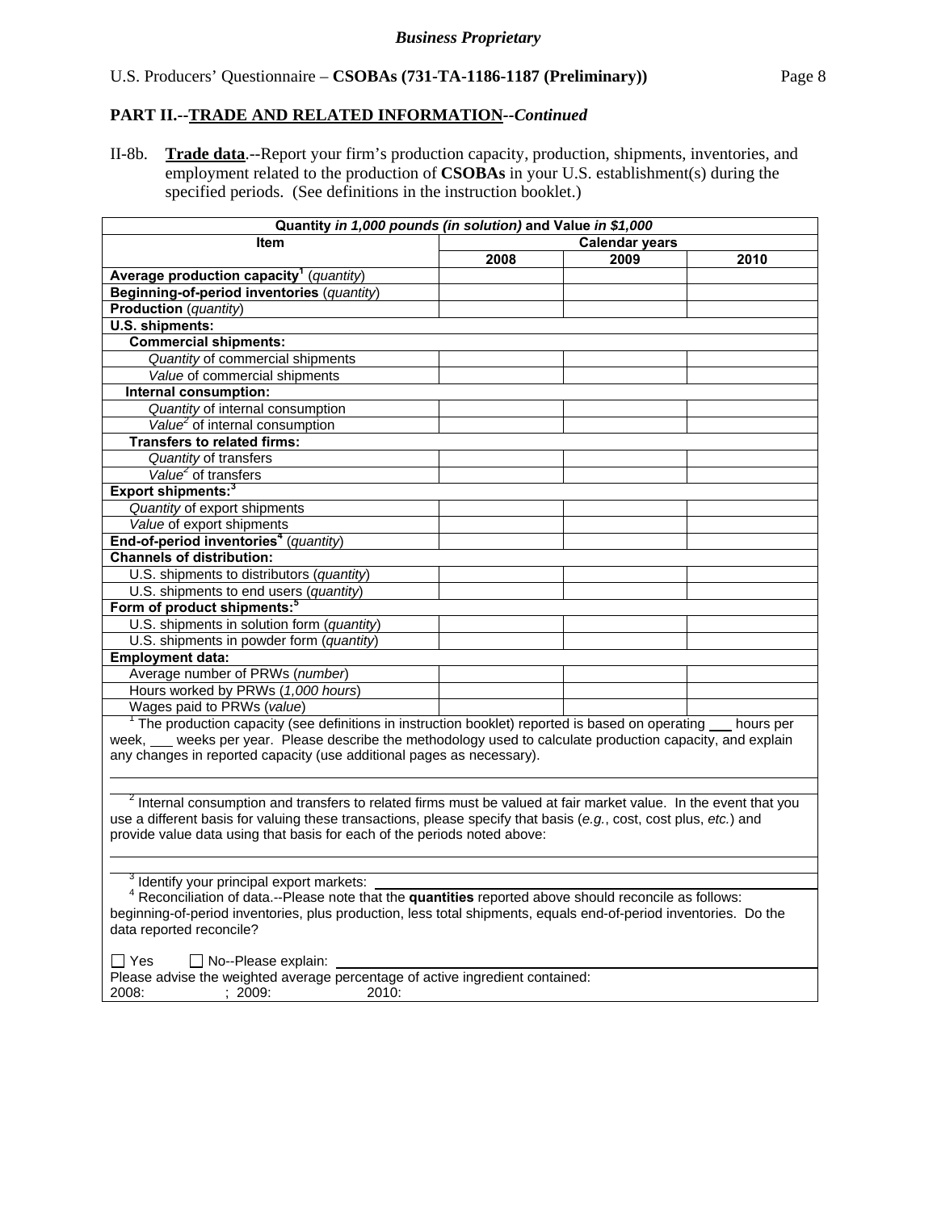**Business Proprietary**

U.S. Producers' Questionnaire – **CSOBAs (731-TA-1186-1187 (Preliminary))**

## PART II.--TRADE AND RELATED INFORMATION--*Continued*

II-8b. **Trade data**.--Report your firm's production capacity, production, shipments, inventories, and employment related to the production of **CSOBAs** in your U.S. establishment(s) during the specified periods. (See definitions in the instruction booklet.)

| Quantity *in 1,000 pounds (in solution)* and Value *in $1,000* | | | |
|---|---|---|---|
| **Item** | **Calendar years** | | |
| | **2008** | **2009** | **2010** |
| **Average production capacity**[1] (*quantity*) | | | |
| **Beginning-of-period inventories** (*quantity*) | | | |
| **Production** (*quantity*) | | | |
| **U.S. shipments:** | | | |
| **Commercial shipments:** | | | |
| *Quantity* of commercial shipments | | | |
| *Value* of commercial shipments | | | |
| **Internal consumption:** | | | |
| *Quantity* of internal consumption | | | |
| *Value*[2] of internal consumption | | | |
| **Transfers to related firms:** | | | |
| *Quantity* of transfers | | | |
| *Value*[2] of transfers | | | |
| **Export shipments:**[3] | | | |
| *Quantity* of export shipments | | | |
| *Value* of export shipments | | | |
| **End-of-period inventories**[4] (*quantity*) | | | |
| **Channels of distribution:** | | | |
| U.S. shipments to distributors (*quantity*) | | | |
| U.S. shipments to end users (*quantity*) | | | |
| **Form of product shipments:**[5] | | | |
| U.S. shipments in solution form (*quantity*) | | | |
| U.S. shipments in powder form (*quantity*) | | | |
| **Employment data:** | | | |
| Average number of PRWs (*number*) | | | |
| Hours worked by PRWs (*1,000 hours*) | | | |
| Wages paid to PRWs (*value*) | | | |

[1] The production capacity (see definitions in instruction booklet) reported is based on operating ___ hours per week, ___ weeks per year. Please describe the methodology used to calculate production capacity, and explain any changes in reported capacity (use additional pages as necessary).

[2] Internal consumption and transfers to related firms must be valued at fair market value. In the event that you use a different basis for valuing these transactions, please specify that basis (*e.g.*, cost, cost plus, *etc.*) and provide value data using that basis for each of the periods noted above:

[3] Identify your principal export markets: ______

[4] Reconciliation of data.--Please note that the **quantities** reported above should reconcile as follows: beginning-of-period inventories, plus production, less total shipments, equals end-of-period inventories. Do the data reported reconcile?

☐ Yes ☐ No--Please explain: ______

Please advise the weighted average percentage of active ingredient contained:
2008: ; 2009: 2010: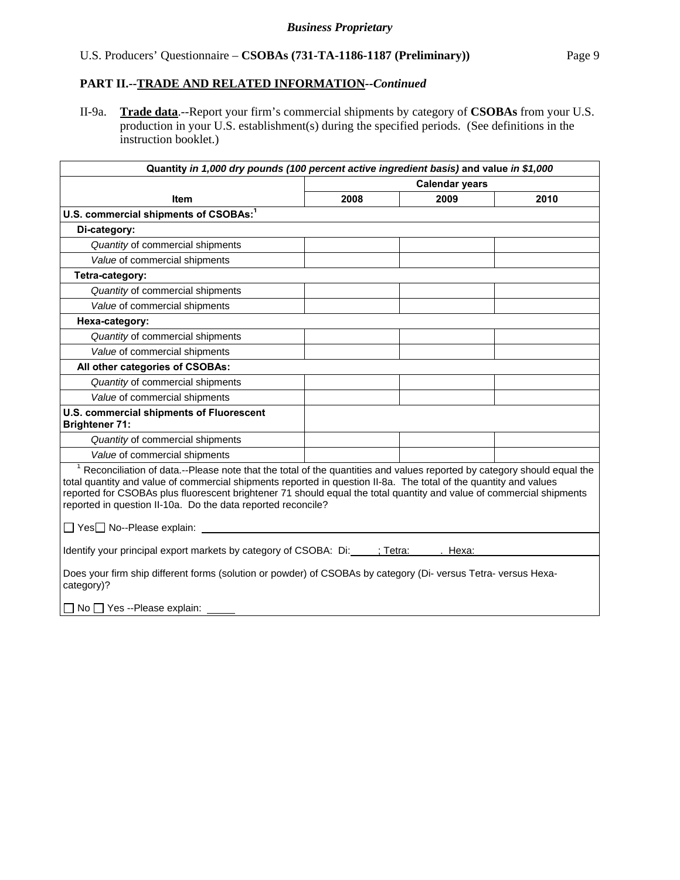**PART II.--TRADE AND RELATED INFORMATION--*Continued***

II-9a. **Trade data**.--Report your firm's commercial shipments by category of **CSOBAs** from your U.S. production in your U.S. establishment(s) during the specified periods. (See definitions in the instruction booklet.)

| Quantity *in 1,000 dry pounds (100 percent active ingredient basis)* and value *in $1,000* | | | |
|---|---|---|---|
| | Calendar years | | |
| **Item** | **2008** | **2009** | **2010** |
| **U.S. commercial shipments of CSOBAs:**[1] | | | |
| **Di-category:** | | | |
| *Quantity* of commercial shipments | | | |
| *Value* of commercial shipments | | | |
| **Tetra-category:** | | | |
| *Quantity* of commercial shipments | | | |
| *Value* of commercial shipments | | | |
| **Hexa-category:** | | | |
| *Quantity* of commercial shipments | | | |
| *Value* of commercial shipments | | | |
| **All other categories of CSOBAs:** | | | |
| *Quantity* of commercial shipments | | | |
| *Value* of commercial shipments | | | |
| **U.S. commercial shipments of Fluorescent Brightener 71:** | | | |
| *Quantity* of commercial shipments | | | |
| *Value* of commercial shipments | | | |

[1] Reconciliation of data.--Please note that the total of the quantities and values reported by category should equal the total quantity and value of commercial shipments reported in question II-8a. The total of the quantity and values reported for CSOBAs plus fluorescent brightener 71 should equal the total quantity and value of commercial shipments reported in question II-10a. Do the data reported reconcile?

☐ Yes ☐ No--Please explain: ______

Identify your principal export markets by category of CSOBA: Di: ______; Tetra: ______. Hexa: ______

Does your firm ship different forms (solution or powder) of CSOBAs by category (Di- versus Tetra- versus Hexa-category)?

☐ No ☐ Yes --Please explain: ______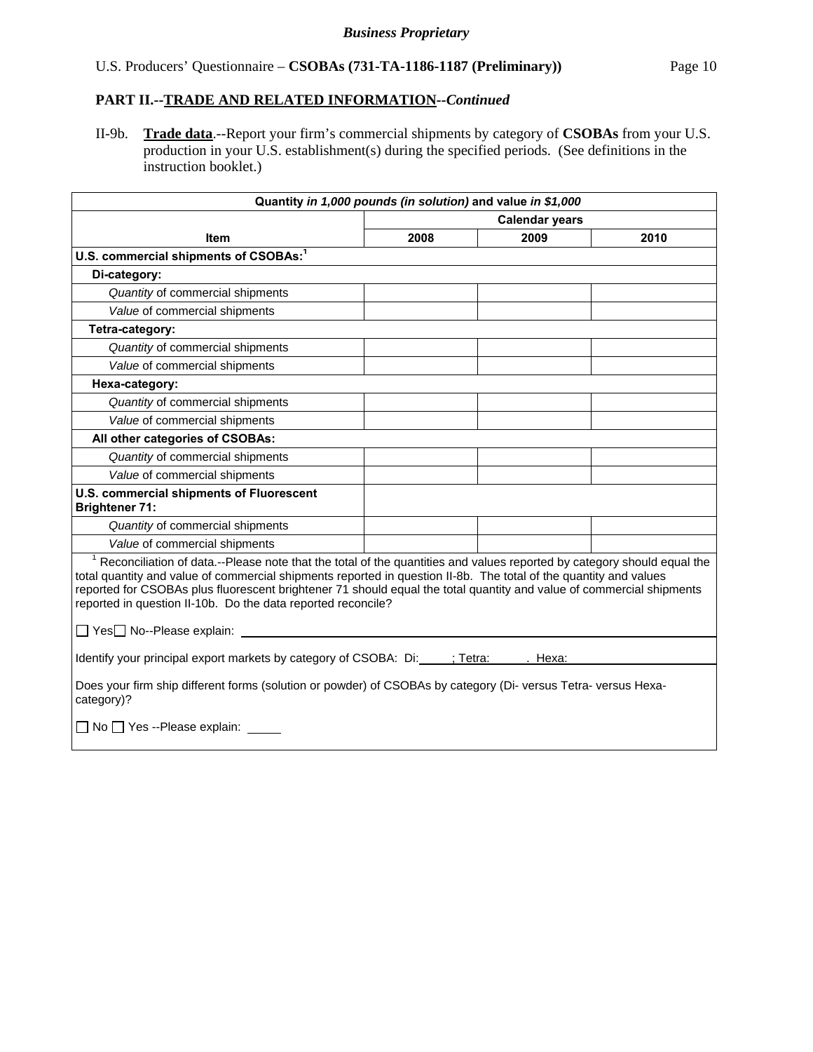**Business Proprietary**

U.S. Producers' Questionnaire – **CSOBAs (731-TA-1186-1187 (Preliminary))**

## PART II.--TRADE AND RELATED INFORMATION--*Continued*

II-9b. **Trade data**.--Report your firm's commercial shipments by category of **CSOBAs** from your U.S. production in your U.S. establishment(s) during the specified periods. (See definitions in the instruction booklet.)

| Quantity *in 1,000 pounds (in solution)* and value *in $1,000* | | | |
|---|---|---|---|
| | Calendar years | | |
| **Item** | **2008** | **2009** | **2010** |
| **U.S. commercial shipments of CSOBAs:**[1] | | | |
| **Di-category:** | | | |
| *Quantity* of commercial shipments | | | |
| *Value* of commercial shipments | | | |
| **Tetra-category:** | | | |
| *Quantity* of commercial shipments | | | |
| *Value* of commercial shipments | | | |
| **Hexa-category:** | | | |
| *Quantity* of commercial shipments | | | |
| *Value* of commercial shipments | | | |
| **All other categories of CSOBAs:** | | | |
| *Quantity* of commercial shipments | | | |
| *Value* of commercial shipments | | | |
| **U.S. commercial shipments of Fluorescent Brightener 71:** | | | |
| *Quantity* of commercial shipments | | | |
| *Value* of commercial shipments | | | |

[1] Reconciliation of data.--Please note that the total of the quantities and values reported by category should equal the total quantity and value of commercial shipments reported in question II-8b. The total of the quantity and values reported for CSOBAs plus fluorescent brightener 71 should equal the total quantity and value of commercial shipments reported in question II-10b. Do the data reported reconcile?

☐ Yes ☐ No--Please explain: ______

Identify your principal export markets by category of CSOBA: Di:_____; Tetra:______. Hexa:______

Does your firm ship different forms (solution or powder) of CSOBAs by category (Di- versus Tetra- versus Hexa-category)?

☐ No ☐ Yes --Please explain: _____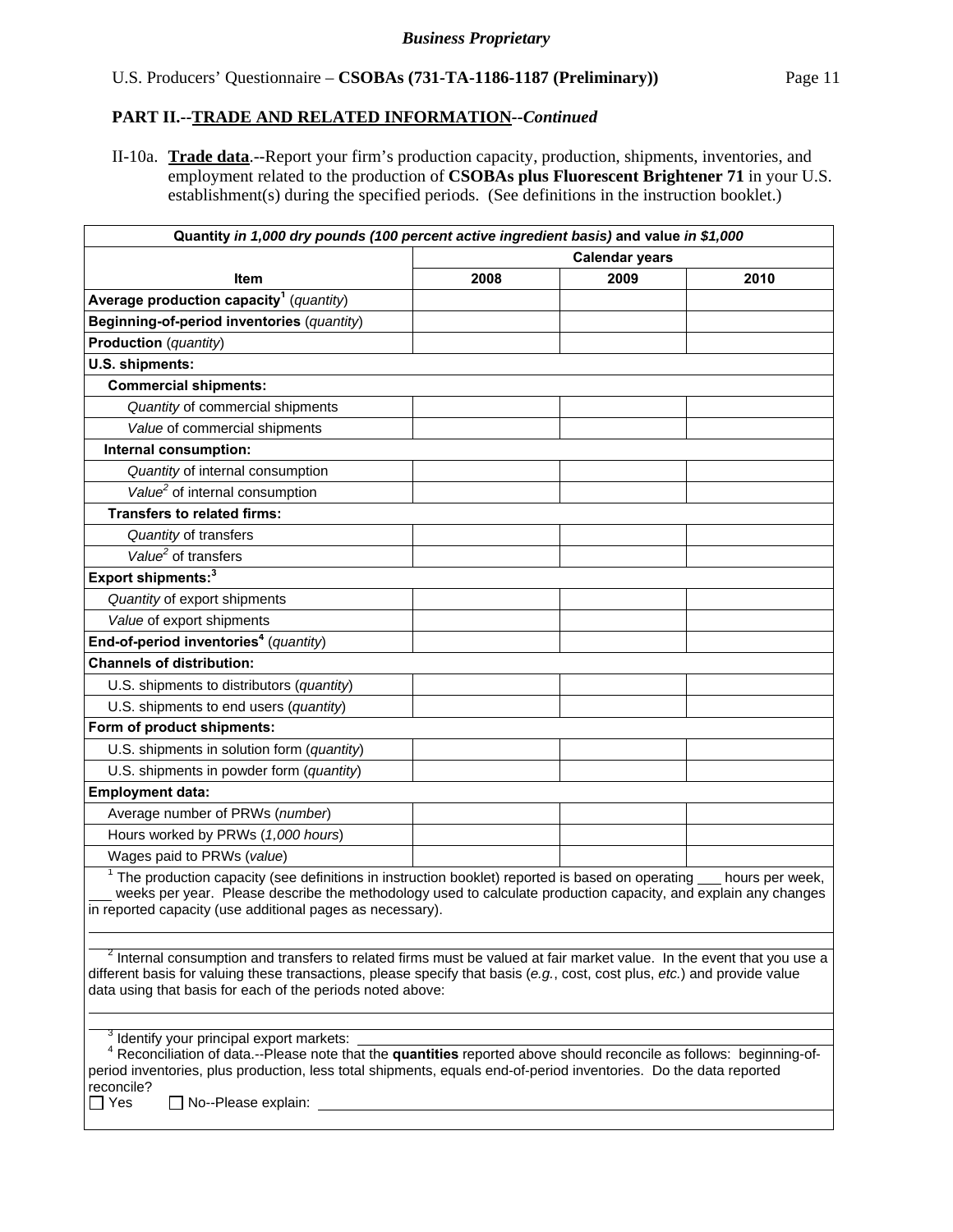**PART II.--TRADE AND RELATED INFORMATION--*Continued***

II-10a. **Trade data**.--Report your firm's production capacity, production, shipments, inventories, and employment related to the production of **CSOBAs plus Fluorescent Brightener 71** in your U.S. establishment(s) during the specified periods. (See definitions in the instruction booklet.)

| **Quantity *in 1,000 dry pounds (100 percent active ingredient basis)* and value *in $1,000*** | | | |
|---|---|---|---|
| | **Calendar years** | | |
| **Item** | **2008** | **2009** | **2010** |
| **Average production capacity**[1] (*quantity*) | | | |
| **Beginning-of-period inventories** (*quantity*) | | | |
| **Production** (*quantity*) | | | |
| **U.S. shipments:** | | | |
| **Commercial shipments:** | | | |
| *Quantity* of commercial shipments | | | |
| *Value* of commercial shipments | | | |
| **Internal consumption:** | | | |
| *Quantity* of internal consumption | | | |
| *Value*[2] of internal consumption | | | |
| **Transfers to related firms:** | | | |
| *Quantity* of transfers | | | |
| *Value*[2] of transfers | | | |
| **Export shipments:**[3] | | | |
| *Quantity* of export shipments | | | |
| *Value* of export shipments | | | |
| **End-of-period inventories**[4] (*quantity*) | | | |
| **Channels of distribution:** | | | |
| U.S. shipments to distributors (*quantity*) | | | |
| U.S. shipments to end users (*quantity*) | | | |
| **Form of product shipments:** | | | |
| U.S. shipments in solution form (*quantity*) | | | |
| U.S. shipments in powder form (*quantity*) | | | |
| **Employment data:** | | | |
| Average number of PRWs (*number*) | | | |
| Hours worked by PRWs (*1,000 hours*) | | | |
| Wages paid to PRWs (*value*) | | | |

[1] The production capacity (see definitions in instruction booklet) reported is based on operating ___ hours per week, ___ weeks per year. Please describe the methodology used to calculate production capacity, and explain any changes in reported capacity (use additional pages as necessary).

[2] Internal consumption and transfers to related firms must be valued at fair market value. In the event that you use a different basis for valuing these transactions, please specify that basis (*e.g.*, cost, cost plus, *etc.*) and provide value data using that basis for each of the periods noted above:

[3] Identify your principal export markets: ___

[4] Reconciliation of data.--Please note that the **quantities** reported above should reconcile as follows: beginning-of-period inventories, plus production, less total shipments, equals end-of-period inventories. Do the data reported reconcile?

☐ Yes ☐ No--Please explain: ___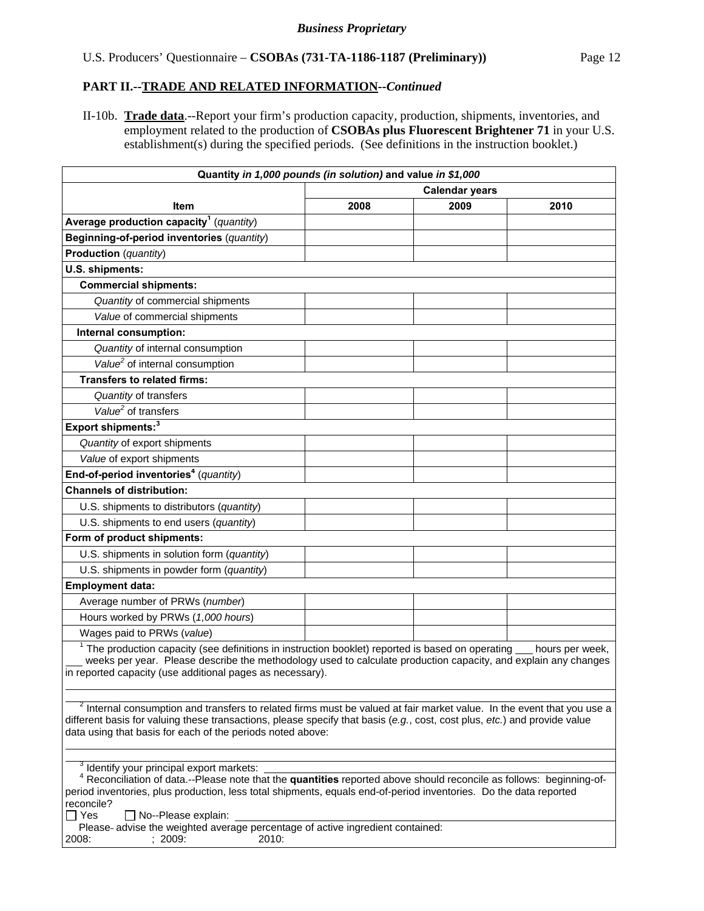*Business Proprietary*

U.S. Producers' Questionnaire – **CSOBAs (731-TA-1186-1187 (Preliminary))**

## PART II.--TRADE AND RELATED INFORMATION--*Continued*

II-10b. **Trade data**.--Report your firm's production capacity, production, shipments, inventories, and employment related to the production of **CSOBAs plus Fluorescent Brightener 71** in your U.S. establishment(s) during the specified periods. (See definitions in the instruction booklet.)

| **Quantity *in 1,000 pounds (in solution)* and value *in $1,000*** | | | |
|---|---|---|---|
| | **Calendar years** | | |
| **Item** | **2008** | **2009** | **2010** |
| **Average production capacity**[1] (*quantity*) | | | |
| **Beginning-of-period inventories** (*quantity*) | | | |
| **Production** (*quantity*) | | | |
| **U.S. shipments:** | | | |
| **Commercial shipments:** | | | |
| *Quantity* of commercial shipments | | | |
| *Value* of commercial shipments | | | |
| **Internal consumption:** | | | |
| *Quantity* of internal consumption | | | |
| *Value*[2] of internal consumption | | | |
| **Transfers to related firms:** | | | |
| *Quantity* of transfers | | | |
| *Value*[2] of transfers | | | |
| **Export shipments:**[3] | | | |
| *Quantity* of export shipments | | | |
| *Value* of export shipments | | | |
| **End-of-period inventories**[4] (*quantity*) | | | |
| **Channels of distribution:** | | | |
| U.S. shipments to distributors (*quantity*) | | | |
| U.S. shipments to end users (*quantity*) | | | |
| **Form of product shipments:** | | | |
| U.S. shipments in solution form (*quantity*) | | | |
| U.S. shipments in powder form (*quantity*) | | | |
| **Employment data:** | | | |
| Average number of PRWs (*number*) | | | |
| Hours worked by PRWs (*1,000 hours*) | | | |
| Wages paid to PRWs (*value*) | | | |

[1] The production capacity (see definitions in instruction booklet) reported is based on operating ___ hours per week, ___ weeks per year. Please describe the methodology used to calculate production capacity, and explain any changes in reported capacity (use additional pages as necessary).

[2] Internal consumption and transfers to related firms must be valued at fair market value. In the event that you use a different basis for valuing these transactions, please specify that basis (*e.g.*, cost, cost plus, *etc.*) and provide value data using that basis for each of the periods noted above:

[3] Identify your principal export markets: ______

[4] Reconciliation of data.--Please note that the **quantities** reported above should reconcile as follows: beginning-of-period inventories, plus production, less total shipments, equals end-of-period inventories. Do the data reported reconcile?

☐ Yes ☐ No--Please explain: ______

Please advise the weighted average percentage of active ingredient contained:
2008: ; 2009: 2010: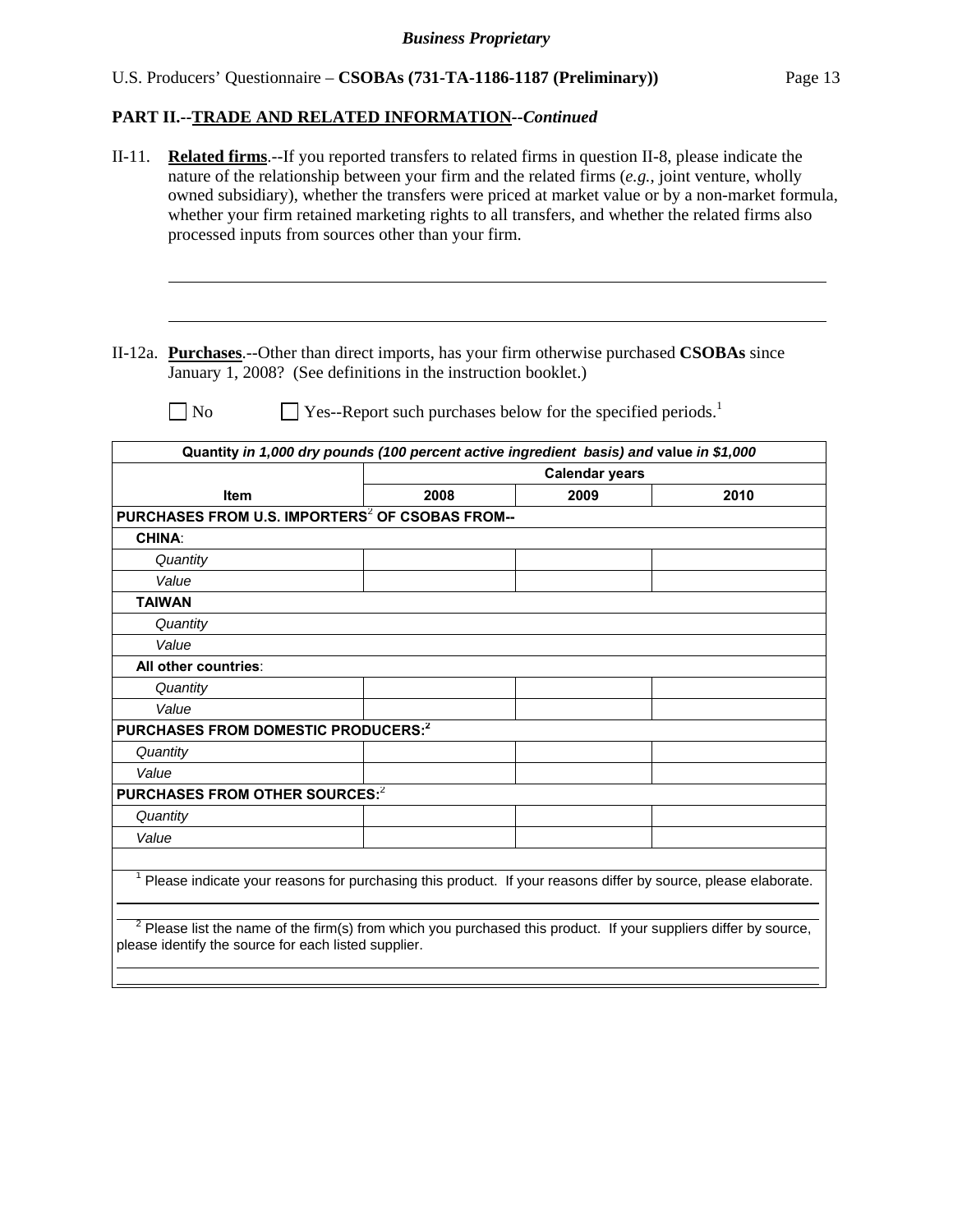**Business Proprietary**

U.S. Producers' Questionnaire – **CSOBAs (731-TA-1186-1187 (Preliminary))**

## PART II.--TRADE AND RELATED INFORMATION--*Continued*

II-11. **Related firms**.--If you reported transfers to related firms in question II-8, please indicate the nature of the relationship between your firm and the related firms (*e.g.*, joint venture, wholly owned subsidiary), whether the transfers were priced at market value or by a non-market formula, whether your firm retained marketing rights to all transfers, and whether the related firms also processed inputs from sources other than your firm.

______________________________________________________________________

______________________________________________________________________

II-12a. **Purchases**.--Other than direct imports, has your firm otherwise purchased **CSOBAs** since January 1, 2008? (See definitions in the instruction booklet.)

☐ No ☐ Yes--Report such purchases below for the specified periods.[1]

| *Quantity in 1,000 dry pounds (100 percent active ingredient basis) and* **value** *in $1,000* | | | |
|---|---|---|---|
| | **Calendar years** | | |
| **Item** | **2008** | **2009** | **2010** |
| **PURCHASES FROM U.S. IMPORTERS[2] OF CSOBAS FROM--** | | | |
| **CHINA**: | | | |
| *Quantity* | | | |
| *Value* | | | |
| **TAIWAN** | | | |
| *Quantity* | | | |
| *Value* | | | |
| **All other countries**: | | | |
| *Quantity* | | | |
| *Value* | | | |
| **PURCHASES FROM DOMESTIC PRODUCERS:[2]** | | | |
| *Quantity* | | | |
| *Value* | | | |
| **PURCHASES FROM OTHER SOURCES:[2]** | | | |
| *Quantity* | | | |
| *Value* | | | |

[1] Please indicate your reasons for purchasing this product. If your reasons differ by source, please elaborate.

______________________________________________________________________

[2] Please list the name of the firm(s) from which you purchased this product. If your suppliers differ by source, please identify the source for each listed supplier.

______________________________________________________________________

______________________________________________________________________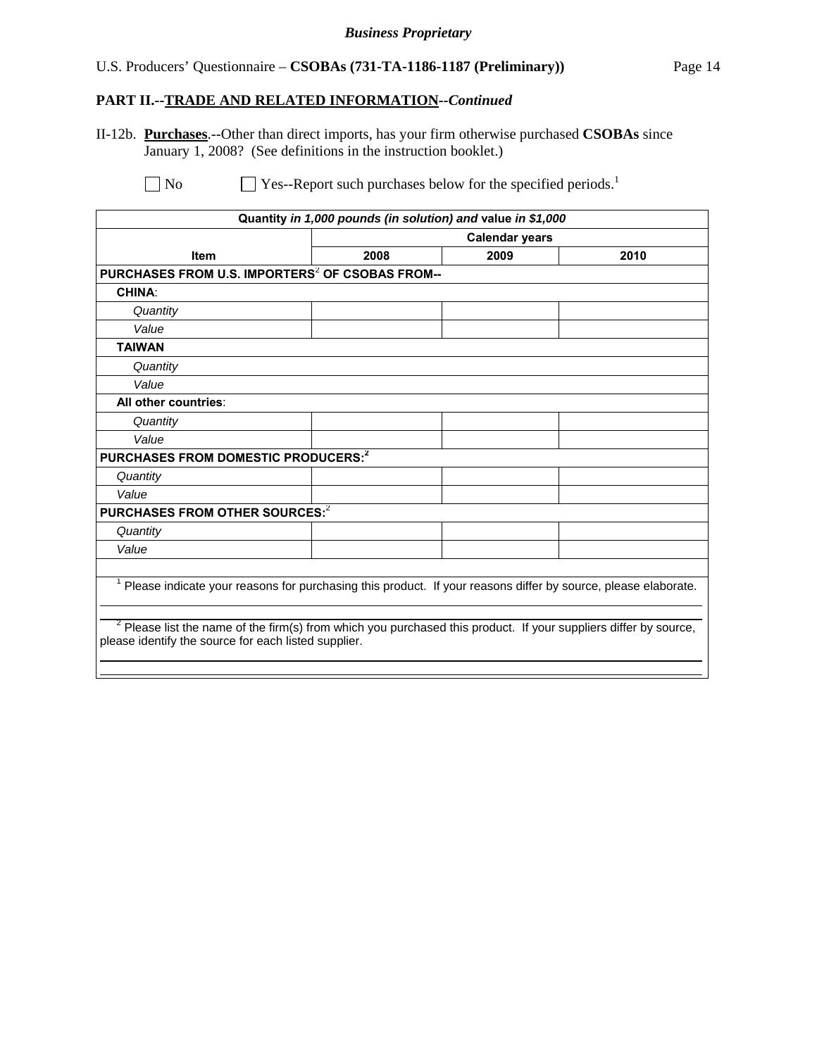## PART II.--TRADE AND RELATED INFORMATION--*Continued*

II-12b. **Purchases**.--Other than direct imports, has your firm otherwise purchased **CSOBAs** since January 1, 2008? (See definitions in the instruction booklet.)

☐ No ☐ Yes--Report such purchases below for the specified periods.[1]

| Quantity *in 1,000 pounds (in solution)* and value *in $1,000* | | | |
|---|---|---|---|
| | Calendar years | | |
| **Item** | **2008** | **2009** | **2010** |
| **PURCHASES FROM U.S. IMPORTERS[2] OF CSOBAS FROM--** | | | |
| **CHINA**: | | | |
| *Quantity* | | | |
| *Value* | | | |
| **TAIWAN** | | | |
| *Quantity* | | | |
| *Value* | | | |
| **All other countries**: | | | |
| *Quantity* | | | |
| *Value* | | | |
| **PURCHASES FROM DOMESTIC PRODUCERS:[2]** | | | |
| *Quantity* | | | |
| *Value* | | | |
| **PURCHASES FROM OTHER SOURCES:[2]** | | | |
| *Quantity* | | | |
| *Value* | | | |

[1] Please indicate your reasons for purchasing this product. If your reasons differ by source, please elaborate.

[2] Please list the name of the firm(s) from which you purchased this product. If your suppliers differ by source, please identify the source for each listed supplier.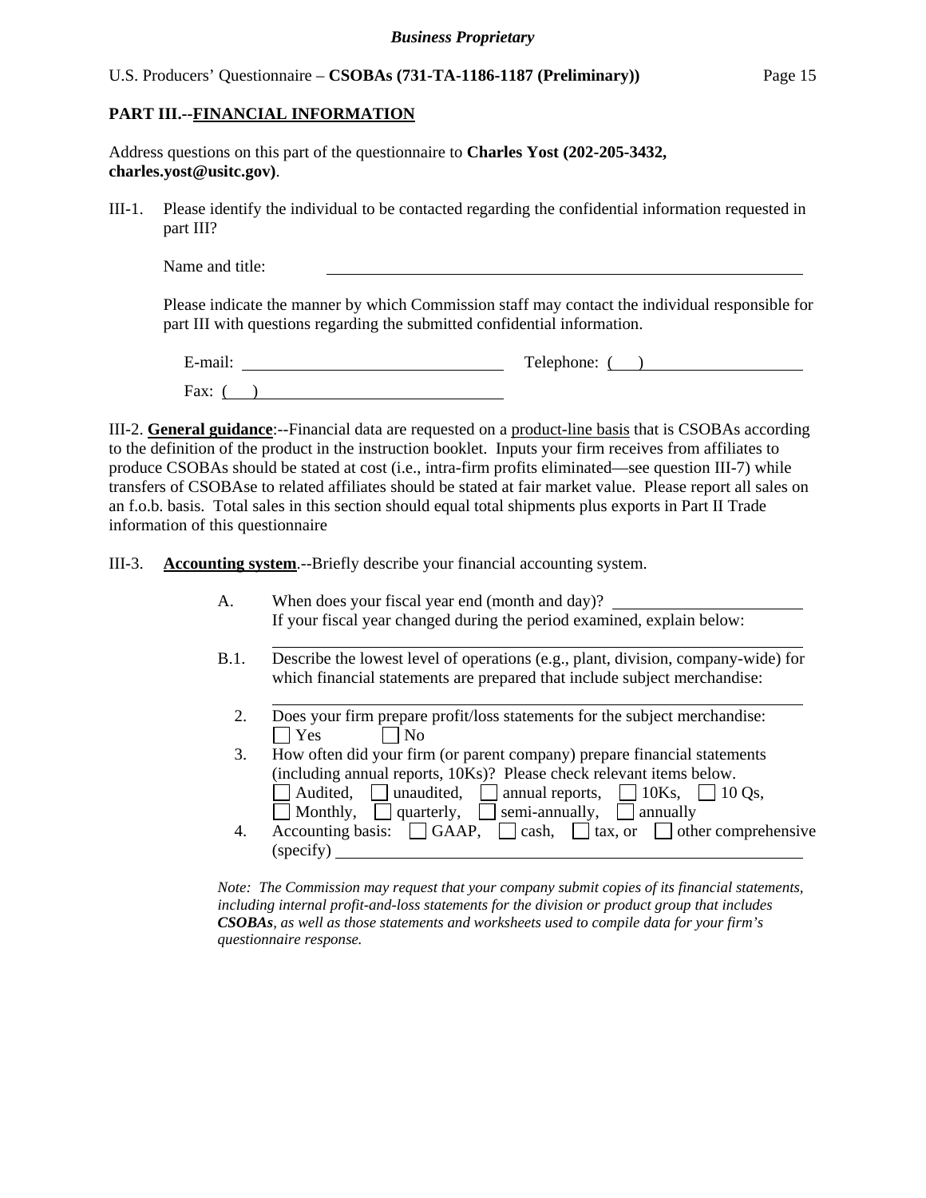## PART III.--FINANCIAL INFORMATION

Address questions on this part of the questionnaire to **Charles Yost (202-205-3432, charles.yost@usitc.gov)**.

III-1. Please identify the individual to be contacted regarding the confidential information requested in part III?

Name and title: ______________________________

Please indicate the manner by which Commission staff may contact the individual responsible for part III with questions regarding the submitted confidential information.

E-mail: ______________________ Telephone: (    ) ______________________

Fax: (    ) ______________________

III-2. **General guidance**:--Financial data are requested on a product-line basis that is CSOBAs according to the definition of the product in the instruction booklet. Inputs your firm receives from affiliates to produce CSOBAs should be stated at cost (i.e., intra-firm profits eliminated—see question III-7) while transfers of CSOBAse to related affiliates should be stated at fair market value. Please report all sales on an f.o.b. basis. Total sales in this section should equal total shipments plus exports in Part II Trade information of this questionnaire

III-3. **Accounting system**.--Briefly describe your financial accounting system.

A. When does your fiscal year end (month and day)? ______________________
If your fiscal year changed during the period examined, explain below:
______________________________

B.1. Describe the lowest level of operations (e.g., plant, division, company-wide) for which financial statements are prepared that include subject merchandise:
______________________________

2. Does your firm prepare profit/loss statements for the subject merchandise:
☐ Yes ☐ No

3. How often did your firm (or parent company) prepare financial statements (including annual reports, 10Ks)? Please check relevant items below.
☐ Audited, ☐ unaudited, ☐ annual reports, ☐ 10Ks, ☐ 10 Qs,
☐ Monthly, ☐ quarterly, ☐ semi-annually, ☐ annually

4. Accounting basis: ☐ GAAP, ☐ cash, ☐ tax, or ☐ other comprehensive (specify) ______________________________

*Note: The Commission may request that your company submit copies of its financial statements, including internal profit-and-loss statements for the division or product group that includes* ***CSOBAs****, as well as those statements and worksheets used to compile data for your firm's questionnaire response.*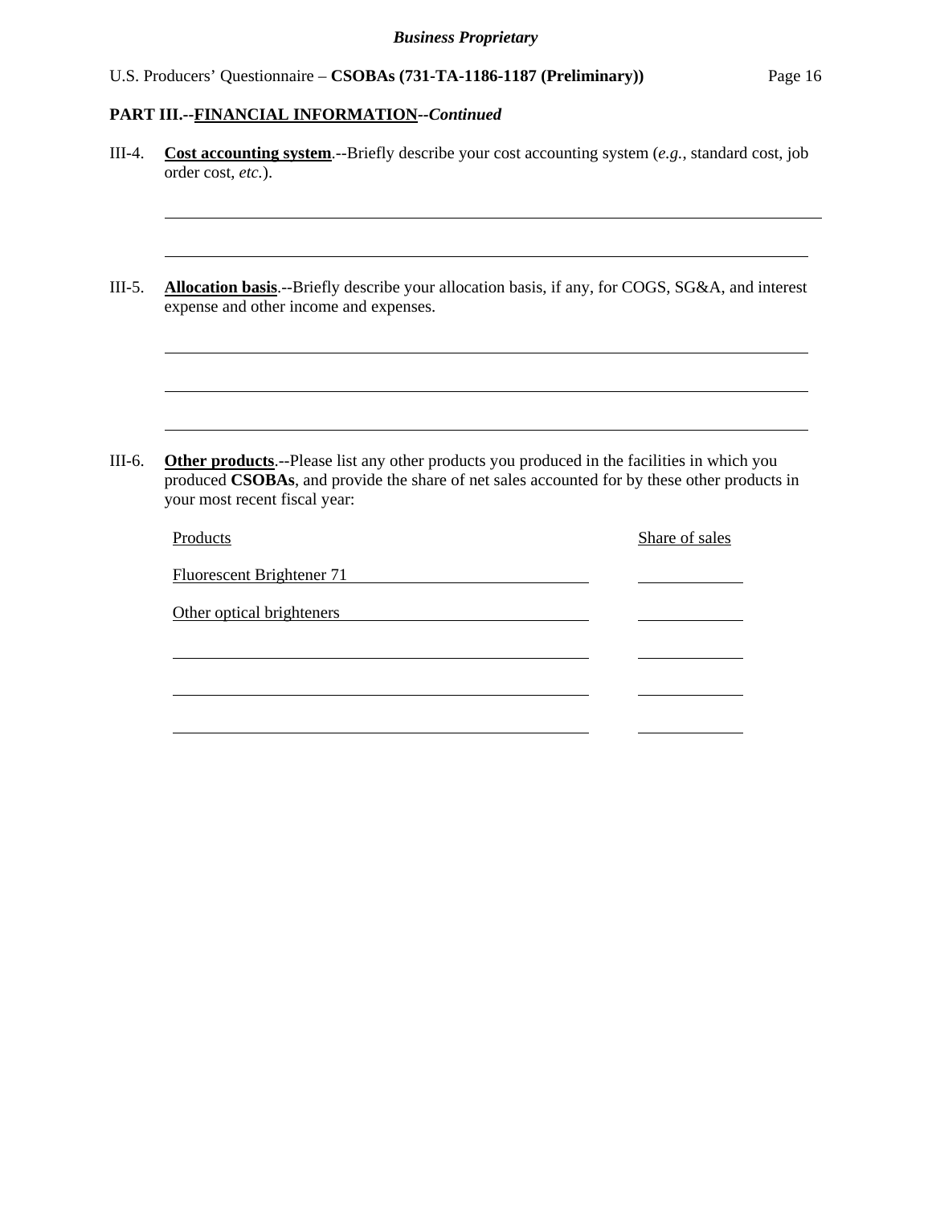**PART III.--FINANCIAL INFORMATION--*Continued***

III-4. **Cost accounting system**.--Briefly describe your cost accounting system (*e.g.*, standard cost, job order cost, *etc.*).

______________________________________________________________________

______________________________________________________________________

III-5. **Allocation basis**.--Briefly describe your allocation basis, if any, for COGS, SG&A, and interest expense and other income and expenses.

______________________________________________________________________

______________________________________________________________________

______________________________________________________________________

III-6. **Other products**.--Please list any other products you produced in the facilities in which you produced **CSOBAs**, and provide the share of net sales accounted for by these other products in your most recent fiscal year:

| Products | Share of sales |
| --- | --- |
| Fluorescent Brightener 71 | |
| Other optical brighteners | |
| | |
| | |
| | |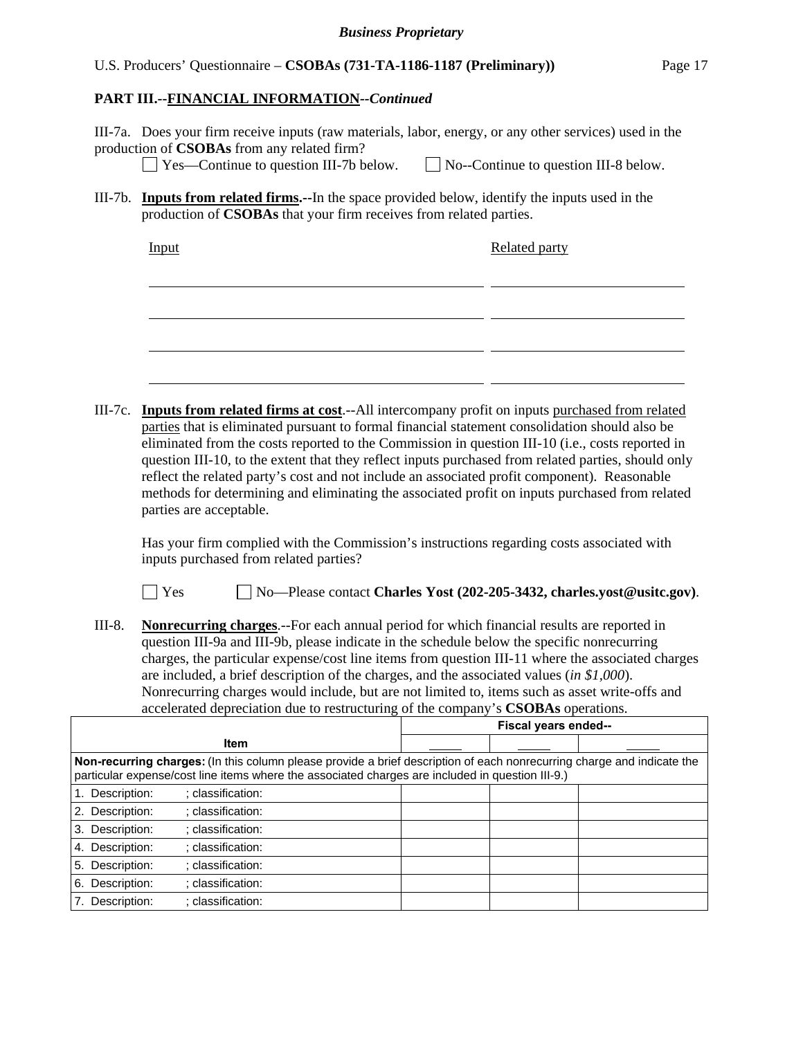## PART III.--FINANCIAL INFORMATION--*Continued*

III-7a. Does your firm receive inputs (raw materials, labor, energy, or any other services) used in the production of **CSOBAs** from any related firm?

☐ Yes—Continue to question III-7b below. ☐ No--Continue to question III-8 below.

III-7b. **Inputs from related firms.--**In the space provided below, identify the inputs used in the production of **CSOBAs** that your firm receives from related parties.

| Input | Related party |
|---|---|
| | |
| | |
| | |
| | |

III-7c. **Inputs from related firms at cost**.--All intercompany profit on inputs purchased from related parties that is eliminated pursuant to formal financial statement consolidation should also be eliminated from the costs reported to the Commission in question III-10 (i.e., costs reported in question III-10, to the extent that they reflect inputs purchased from related parties, should only reflect the related party's cost and not include an associated profit component). Reasonable methods for determining and eliminating the associated profit on inputs purchased from related parties are acceptable.

Has your firm complied with the Commission's instructions regarding costs associated with inputs purchased from related parties?

☐ Yes ☐ No—Please contact **Charles Yost (202-205-3432, charles.yost@usitc.gov)**.

III-8. **Nonrecurring charges**.--For each annual period for which financial results are reported in question III-9a and III-9b, please indicate in the schedule below the specific nonrecurring charges, the particular expense/cost line items from question III-11 where the associated charges are included, a brief description of the charges, and the associated values (*in $1,000*). Nonrecurring charges would include, but are not limited to, items such as asset write-offs and accelerated depreciation due to restructuring of the company's **CSOBAs** operations.

| Item | Fiscal years ended-- | | |
|---|---|---|---|
| | _____ | _____ | _____ |
| **Non-recurring charges:** (In this column please provide a brief description of each nonrecurring charge and indicate the particular expense/cost line items where the associated charges are included in question III-9.) | | | |
| 1. Description: ; classification: | | | |
| 2. Description: ; classification: | | | |
| 3. Description: ; classification: | | | |
| 4. Description: ; classification: | | | |
| 5. Description: ; classification: | | | |
| 6. Description: ; classification: | | | |
| 7. Description: ; classification: | | | |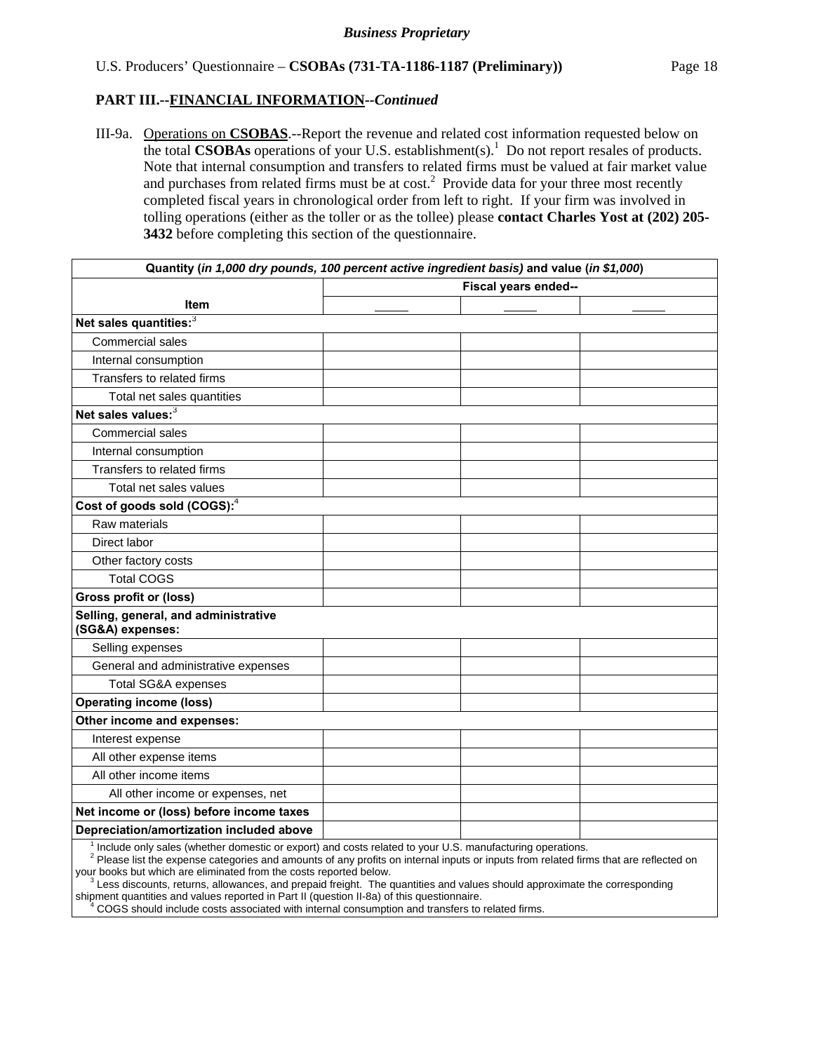*Business Proprietary*

U.S. Producers' Questionnaire – **CSOBAs (731-TA-1186-1187 (Preliminary))**

## PART III.--FINANCIAL INFORMATION--*Continued*

III-9a. Operations on **CSOBAS**.--Report the revenue and related cost information requested below on the total **CSOBAs** operations of your U.S. establishment(s).[1] Do not report resales of products. Note that internal consumption and transfers to related firms must be valued at fair market value and purchases from related firms must be at cost.[2] Provide data for your three most recently completed fiscal years in chronological order from left to right. If your firm was involved in tolling operations (either as the toller or as the tollee) please **contact Charles Yost at (202) 205-3432** before completing this section of the questionnaire.

| **Quantity (*in 1,000 dry pounds, 100 percent active ingredient basis)* and value (*in $1,000*)** | | | |
|---|---|---|---|
| | **Fiscal years ended--** | | |
| **Item** | _____ | _____ | _____ |
| **Net sales quantities:**[3] | | | |
| Commercial sales | | | |
| Internal consumption | | | |
| Transfers to related firms | | | |
| Total net sales quantities | | | |
| **Net sales values:**[3] | | | |
| Commercial sales | | | |
| Internal consumption | | | |
| Transfers to related firms | | | |
| Total net sales values | | | |
| **Cost of goods sold (COGS):**[4] | | | |
| Raw materials | | | |
| Direct labor | | | |
| Other factory costs | | | |
| Total COGS | | | |
| **Gross profit or (loss)** | | | |
| **Selling, general, and administrative (SG&A) expenses:** | | | |
| Selling expenses | | | |
| General and administrative expenses | | | |
| Total SG&A expenses | | | |
| **Operating income (loss)** | | | |
| **Other income and expenses:** | | | |
| Interest expense | | | |
| All other expense items | | | |
| All other income items | | | |
| All other income or expenses, net | | | |
| **Net income or (loss) before income taxes** | | | |
| **Depreciation/amortization included above** | | | |

[1] Include only sales (whether domestic or export) and costs related to your U.S. manufacturing operations.
[2] Please list the expense categories and amounts of any profits on internal inputs or inputs from related firms that are reflected on your books but which are eliminated from the costs reported below.
[3] Less discounts, returns, allowances, and prepaid freight. The quantities and values should approximate the corresponding shipment quantities and values reported in Part II (question II-8a) of this questionnaire.
[4] COGS should include costs associated with internal consumption and transfers to related firms.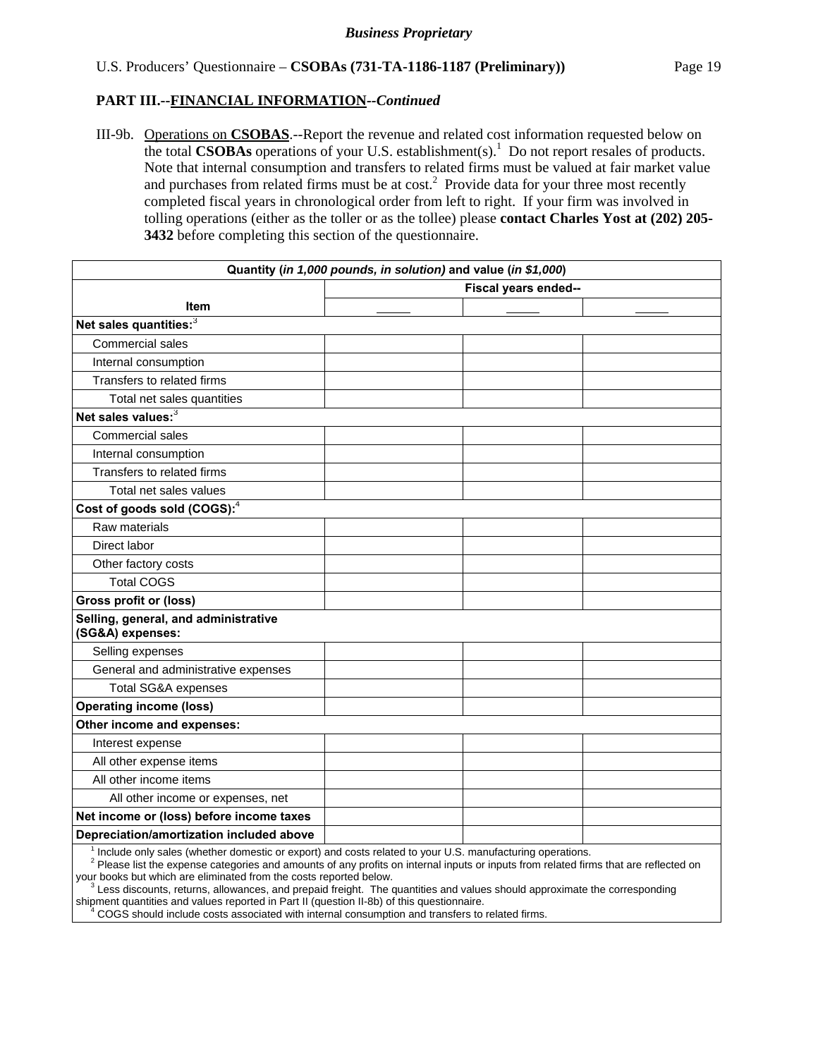*Business Proprietary*

U.S. Producers' Questionnaire – **CSOBAs (731-TA-1186-1187 (Preliminary))**

**PART III.--FINANCIAL INFORMATION--*Continued***

III-9b. Operations on **CSOBAS**.--Report the revenue and related cost information requested below on the total **CSOBAs** operations of your U.S. establishment(s).[1] Do not report resales of products. Note that internal consumption and transfers to related firms must be valued at fair market value and purchases from related firms must be at cost.[2] Provide data for your three most recently completed fiscal years in chronological order from left to right. If your firm was involved in tolling operations (either as the toller or as the tollee) please **contact Charles Yost at (202) 205-3432** before completing this section of the questionnaire.

| Quantity (*in 1,000 pounds, in solution)* and value (*in $1,000*) | | | |
|---|---|---|---|
| | Fiscal years ended-- | | |
| Item | _____ | _____ | _____ |
| **Net sales quantities:**[3] | | | |
| Commercial sales | | | |
| Internal consumption | | | |
| Transfers to related firms | | | |
| Total net sales quantities | | | |
| **Net sales values:**[3] | | | |
| Commercial sales | | | |
| Internal consumption | | | |
| Transfers to related firms | | | |
| Total net sales values | | | |
| **Cost of goods sold (COGS):**[4] | | | |
| Raw materials | | | |
| Direct labor | | | |
| Other factory costs | | | |
| Total COGS | | | |
| **Gross profit or (loss)** | | | |
| **Selling, general, and administrative (SG&A) expenses:** | | | |
| Selling expenses | | | |
| General and administrative expenses | | | |
| Total SG&A expenses | | | |
| **Operating income (loss)** | | | |
| **Other income and expenses:** | | | |
| Interest expense | | | |
| All other expense items | | | |
| All other income items | | | |
| All other income or expenses, net | | | |
| **Net income or (loss) before income taxes** | | | |
| **Depreciation/amortization included above** | | | |

[1] Include only sales (whether domestic or export) and costs related to your U.S. manufacturing operations.
[2] Please list the expense categories and amounts of any profits on internal inputs or inputs from related firms that are reflected on your books but which are eliminated from the costs reported below.
[3] Less discounts, returns, allowances, and prepaid freight. The quantities and values should approximate the corresponding shipment quantities and values reported in Part II (question II-8b) of this questionnaire.
[4] COGS should include costs associated with internal consumption and transfers to related firms.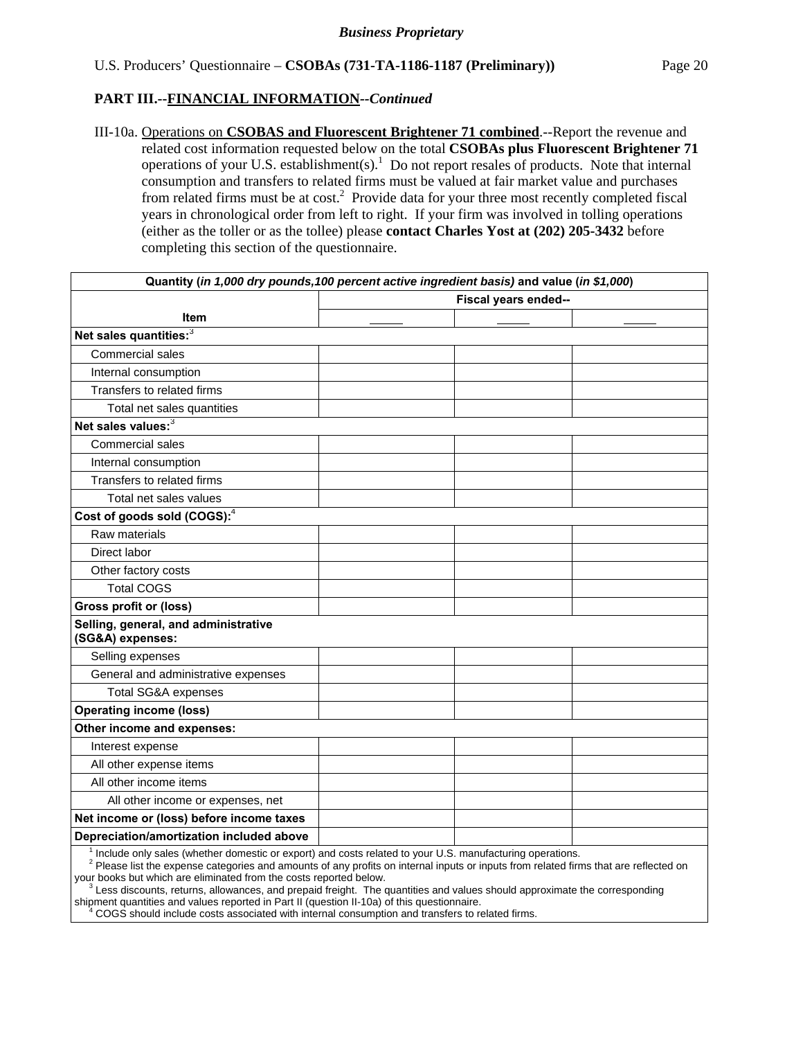**PART III.--FINANCIAL INFORMATION--*Continued***

III-10a. Operations on **CSOBAS and Fluorescent Brightener 71 combined**.--Report the revenue and related cost information requested below on the total **CSOBAs plus Fluorescent Brightener 71** operations of your U.S. establishment(s).[1] Do not report resales of products. Note that internal consumption and transfers to related firms must be valued at fair market value and purchases from related firms must be at cost.[2] Provide data for your three most recently completed fiscal years in chronological order from left to right. If your firm was involved in tolling operations (either as the toller or as the tollee) please **contact Charles Yost at (202) 205-3432** before completing this section of the questionnaire.

| Quantity (*in 1,000 dry pounds,100 percent active ingredient basis*) and value (*in $1,000*) | | | |
|---|---|---|---|
| | Fiscal years ended-- | | |
| **Item** | _____ | _____ | _____ |
| **Net sales quantities:**[3] | | | |
| Commercial sales | | | |
| Internal consumption | | | |
| Transfers to related firms | | | |
| Total net sales quantities | | | |
| **Net sales values:**[3] | | | |
| Commercial sales | | | |
| Internal consumption | | | |
| Transfers to related firms | | | |
| Total net sales values | | | |
| **Cost of goods sold (COGS):**[4] | | | |
| Raw materials | | | |
| Direct labor | | | |
| Other factory costs | | | |
| Total COGS | | | |
| **Gross profit or (loss)** | | | |
| **Selling, general, and administrative (SG&A) expenses:** | | | |
| Selling expenses | | | |
| General and administrative expenses | | | |
| Total SG&A expenses | | | |
| **Operating income (loss)** | | | |
| **Other income and expenses:** | | | |
| Interest expense | | | |
| All other expense items | | | |
| All other income items | | | |
| All other income or expenses, net | | | |
| **Net income or (loss) before income taxes** | | | |
| **Depreciation/amortization included above** | | | |

[1] Include only sales (whether domestic or export) and costs related to your U.S. manufacturing operations.
[2] Please list the expense categories and amounts of any profits on internal inputs or inputs from related firms that are reflected on your books but which are eliminated from the costs reported below.
[3] Less discounts, returns, allowances, and prepaid freight. The quantities and values should approximate the corresponding shipment quantities and values reported in Part II (question II-10a) of this questionnaire.
[4] COGS should include costs associated with internal consumption and transfers to related firms.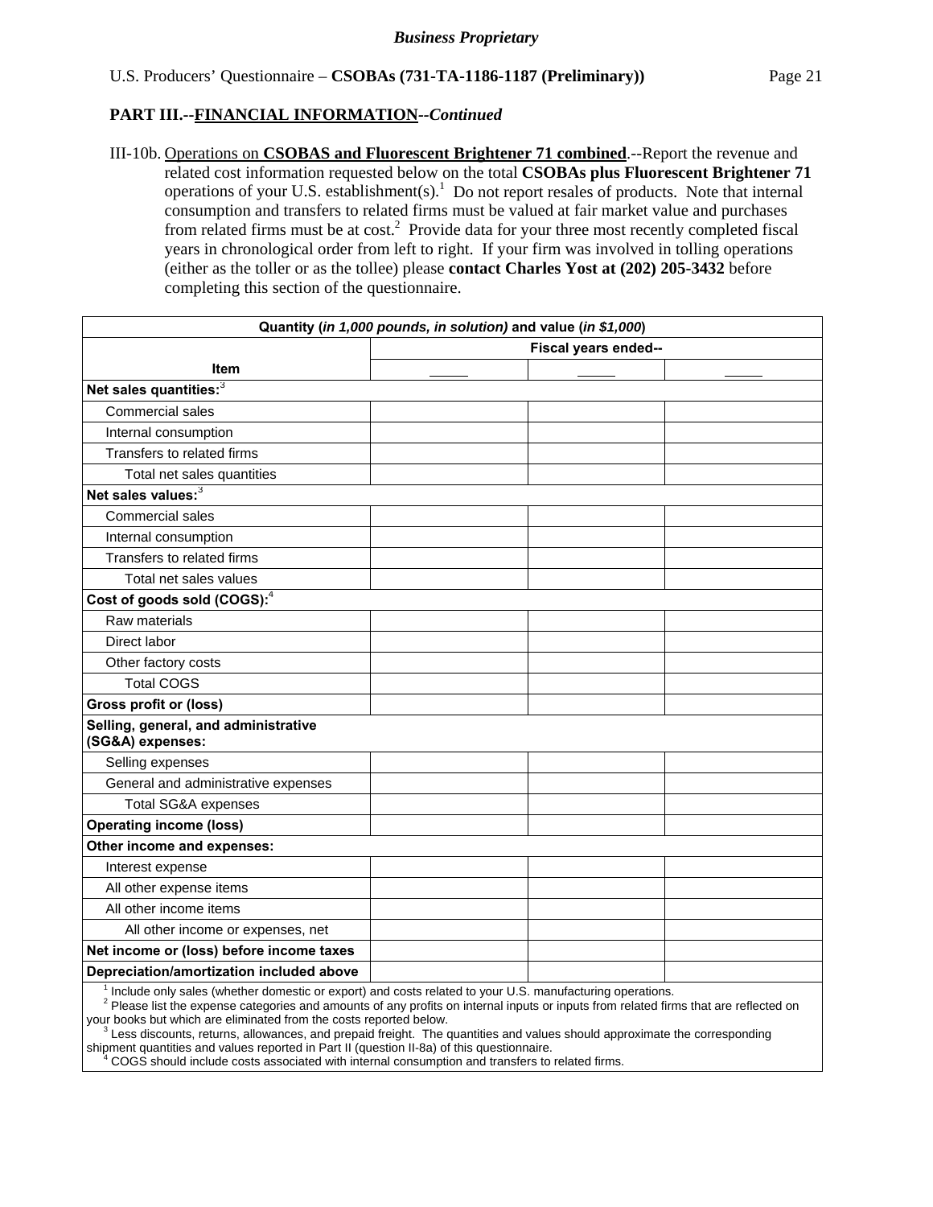*Business Proprietary*

U.S. Producers' Questionnaire – **CSOBAs (731-TA-1186-1187 (Preliminary))**

**PART III.--FINANCIAL INFORMATION--*Continued***

III-10b. Operations on **CSOBAS and Fluorescent Brightener 71 combined**.--Report the revenue and related cost information requested below on the total **CSOBAs plus Fluorescent Brightener 71** operations of your U.S. establishment(s).[1] Do not report resales of products. Note that internal consumption and transfers to related firms must be valued at fair market value and purchases from related firms must be at cost.[2] Provide data for your three most recently completed fiscal years in chronological order from left to right. If your firm was involved in tolling operations (either as the toller or as the tollee) please **contact Charles Yost at (202) 205-3432** before completing this section of the questionnaire.

| Quantity (*in 1,000 pounds, in solution)* and value (*in $1,000*) | | | |
|---|---|---|---|
| | Fiscal years ended-- | | |
| **Item** | _____ | _____ | _____ |
| **Net sales quantities:**[3] | | | |
| Commercial sales | | | |
| Internal consumption | | | |
| Transfers to related firms | | | |
| Total net sales quantities | | | |
| **Net sales values:**[3] | | | |
| Commercial sales | | | |
| Internal consumption | | | |
| Transfers to related firms | | | |
| Total net sales values | | | |
| **Cost of goods sold (COGS):**[4] | | | |
| Raw materials | | | |
| Direct labor | | | |
| Other factory costs | | | |
| Total COGS | | | |
| **Gross profit or (loss)** | | | |
| **Selling, general, and administrative (SG&A) expenses:** | | | |
| Selling expenses | | | |
| General and administrative expenses | | | |
| Total SG&A expenses | | | |
| **Operating income (loss)** | | | |
| **Other income and expenses:** | | | |
| Interest expense | | | |
| All other expense items | | | |
| All other income items | | | |
| All other income or expenses, net | | | |
| **Net income or (loss) before income taxes** | | | |
| **Depreciation/amortization included above** | | | |

[1] Include only sales (whether domestic or export) and costs related to your U.S. manufacturing operations.
[2] Please list the expense categories and amounts of any profits on internal inputs or inputs from related firms that are reflected on your books but which are eliminated from the costs reported below.
[3] Less discounts, returns, allowances, and prepaid freight. The quantities and values should approximate the corresponding shipment quantities and values reported in Part II (question II-8a) of this questionnaire.
[4] COGS should include costs associated with internal consumption and transfers to related firms.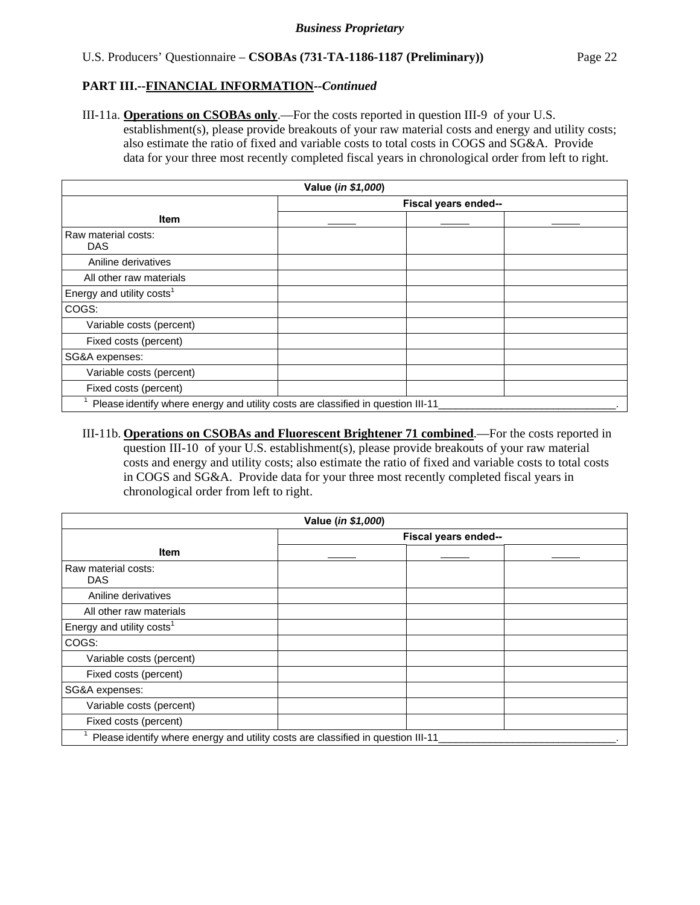**Business Proprietary**

U.S. Producers' Questionnaire – **CSOBAs (731-TA-1186-1187 (Preliminary))**

## PART III.--FINANCIAL INFORMATION--*Continued*

III-11a. **Operations on CSOBAs only**.—For the costs reported in question III-9 of your U.S. establishment(s), please provide breakouts of your raw material costs and energy and utility costs; also estimate the ratio of fixed and variable costs to total costs in COGS and SG&A. Provide data for your three most recently completed fiscal years in chronological order from left to right.

| Value (*in $1,000*) | | | |
|---|---|---|---|
| | Fiscal years ended-- | | |
| **Item** | _____ | _____ | _____ |
| Raw material costs: DAS | | | |
| Aniline derivatives | | | |
| All other raw materials | | | |
| Energy and utility costs[1] | | | |
| COGS: | | | |
| Variable costs (percent) | | | |
| Fixed costs (percent) | | | |
| SG&A expenses: | | | |
| Variable costs (percent) | | | |
| Fixed costs (percent) | | | |
| [1] Please identify where energy and utility costs are classified in question III-11_______________________________. | | | |

III-11b. **Operations on CSOBAs and Fluorescent Brightener 71 combined**.—For the costs reported in question III-10 of your U.S. establishment(s), please provide breakouts of your raw material costs and energy and utility costs; also estimate the ratio of fixed and variable costs to total costs in COGS and SG&A. Provide data for your three most recently completed fiscal years in chronological order from left to right.

| Value (*in $1,000*) | | | |
|---|---|---|---|
| | Fiscal years ended-- | | |
| **Item** | _____ | _____ | _____ |
| Raw material costs: DAS | | | |
| Aniline derivatives | | | |
| All other raw materials | | | |
| Energy and utility costs[1] | | | |
| COGS: | | | |
| Variable costs (percent) | | | |
| Fixed costs (percent) | | | |
| SG&A expenses: | | | |
| Variable costs (percent) | | | |
| Fixed costs (percent) | | | |
| [1] Please identify where energy and utility costs are classified in question III-11_______________________________. | | | |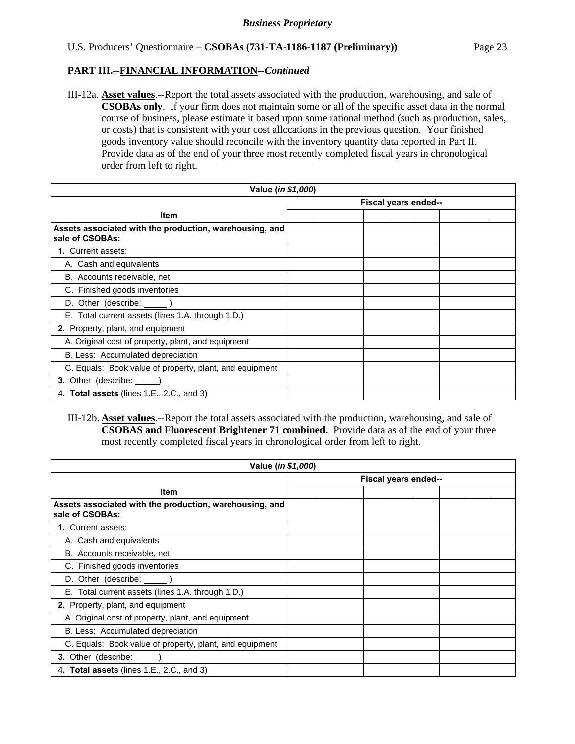**PART III.--FINANCIAL INFORMATION--*Continued***

III-12a. **Asset values**.--Report the total assets associated with the production, warehousing, and sale of **CSOBAs only**. If your firm does not maintain some or all of the specific asset data in the normal course of business, please estimate it based upon some rational method (such as production, sales, or costs) that is consistent with your cost allocations in the previous question. Your finished goods inventory value should reconcile with the inventory quantity data reported in Part II. Provide data as of the end of your three most recently completed fiscal years in chronological order from left to right.

| Value (*in $1,000*) | | | |
|---|---|---|---|
| | Fiscal years ended-- | | |
| Item | _____ | _____ | _____ |
| **Assets associated with the production, warehousing, and sale of CSOBAs:** | | | |
| **1.** Current assets: | | | |
| A. Cash and equivalents | | | |
| B. Accounts receivable, net | | | |
| C. Finished goods inventories | | | |
| D. Other (describe: _____ ) | | | |
| E. Total current assets (lines 1.A. through 1.D.) | | | |
| **2.** Property, plant, and equipment | | | |
| A. Original cost of property, plant, and equipment | | | |
| B. Less: Accumulated depreciation | | | |
| C. Equals: Book value of property, plant, and equipment | | | |
| **3.** Other (describe: _____) | | | |
| 4. **Total assets** (lines 1.E., 2.C., and 3) | | | |

III-12b. **Asset values**.--Report the total assets associated with the production, warehousing, and sale of **CSOBAS and Fluorescent Brightener 71 combined.** Provide data as of the end of your three most recently completed fiscal years in chronological order from left to right.

| Value (*in $1,000*) | | | |
|---|---|---|---|
| | Fiscal years ended-- | | |
| Item | _____ | _____ | _____ |
| **Assets associated with the production, warehousing, and sale of CSOBAs:** | | | |
| **1.** Current assets: | | | |
| A. Cash and equivalents | | | |
| B. Accounts receivable, net | | | |
| C. Finished goods inventories | | | |
| D. Other (describe: _____ ) | | | |
| E. Total current assets (lines 1.A. through 1.D.) | | | |
| **2.** Property, plant, and equipment | | | |
| A. Original cost of property, plant, and equipment | | | |
| B. Less: Accumulated depreciation | | | |
| C. Equals: Book value of property, plant, and equipment | | | |
| **3.** Other (describe: _____) | | | |
| 4. **Total assets** (lines 1.E., 2.C., and 3) | | | |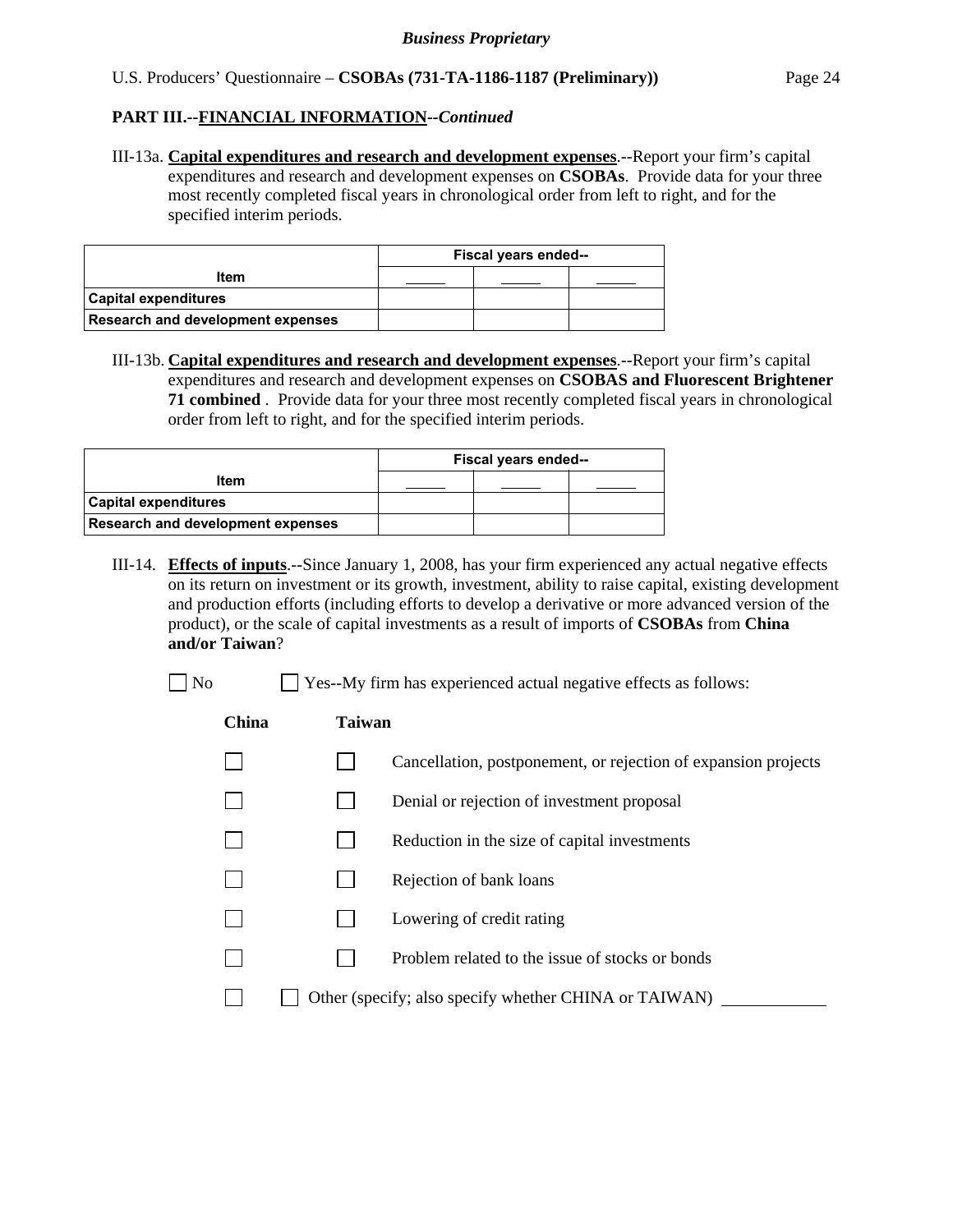**PART III.--FINANCIAL INFORMATION--*Continued***

III-13a. **Capital expenditures and research and development expenses**.--Report your firm's capital expenditures and research and development expenses on **CSOBAs**. Provide data for your three most recently completed fiscal years in chronological order from left to right, and for the specified interim periods.

| Item | Fiscal years ended-- | | |
|---|---|---|---|
| | _____ | _____ | _____ |
| Capital expenditures | | | |
| Research and development expenses | | | |

III-13b. **Capital expenditures and research and development expenses**.--Report your firm's capital expenditures and research and development expenses on **CSOBAS and Fluorescent Brightener 71 combined** . Provide data for your three most recently completed fiscal years in chronological order from left to right, and for the specified interim periods.

| Item | Fiscal years ended-- | | |
|---|---|---|---|
| | _____ | _____ | _____ |
| Capital expenditures | | | |
| Research and development expenses | | | |

III-14. **Effects of inputs**.--Since January 1, 2008, has your firm experienced any actual negative effects on its return on investment or its growth, investment, ability to raise capital, existing development and production efforts (including efforts to develop a derivative or more advanced version of the product), or the scale of capital investments as a result of imports of **CSOBAs** from **China and/or Taiwan**?

☐ No ☐ Yes--My firm has experienced actual negative effects as follows:

| China | Taiwan | |
|---|---|---|
| ☐ | ☐ | Cancellation, postponement, or rejection of expansion projects |
| ☐ | ☐ | Denial or rejection of investment proposal |
| ☐ | ☐ | Reduction in the size of capital investments |
| ☐ | ☐ | Rejection of bank loans |
| ☐ | ☐ | Lowering of credit rating |
| ☐ | ☐ | Problem related to the issue of stocks or bonds |
| ☐ | ☐ | Other (specify; also specify whether CHINA or TAIWAN) ____________ |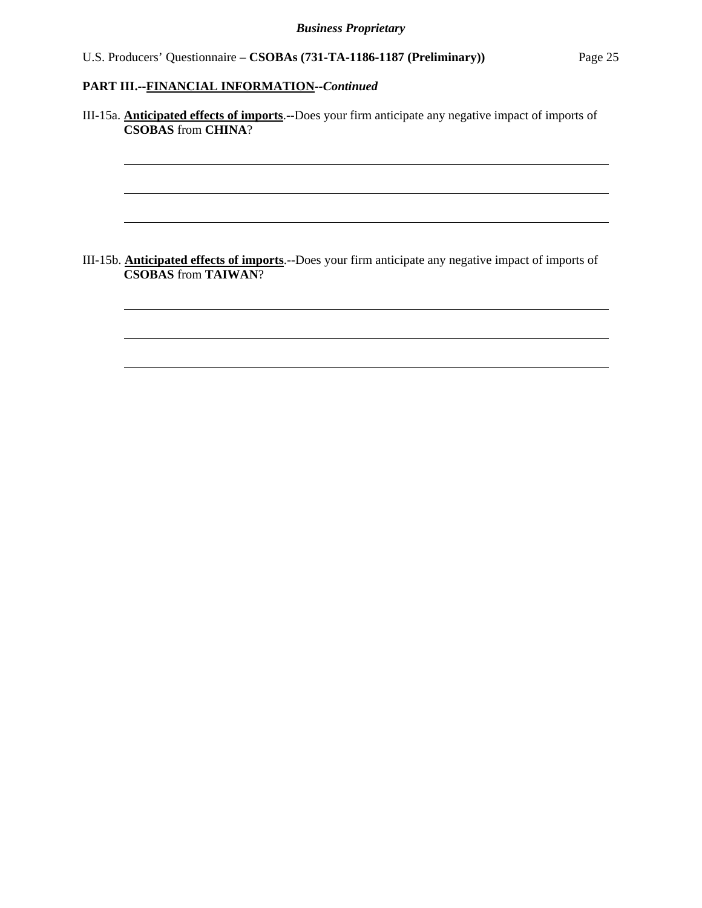**PART III.--FINANCIAL INFORMATION--*Continued***

III-15a. **Anticipated effects of imports**.--Does your firm anticipate any negative impact of imports of **CSOBAS** from **CHINA**?

______________________________________________________________________

______________________________________________________________________

______________________________________________________________________

III-15b. **Anticipated effects of imports**.--Does your firm anticipate any negative impact of imports of **CSOBAS** from **TAIWAN**?

______________________________________________________________________

______________________________________________________________________

______________________________________________________________________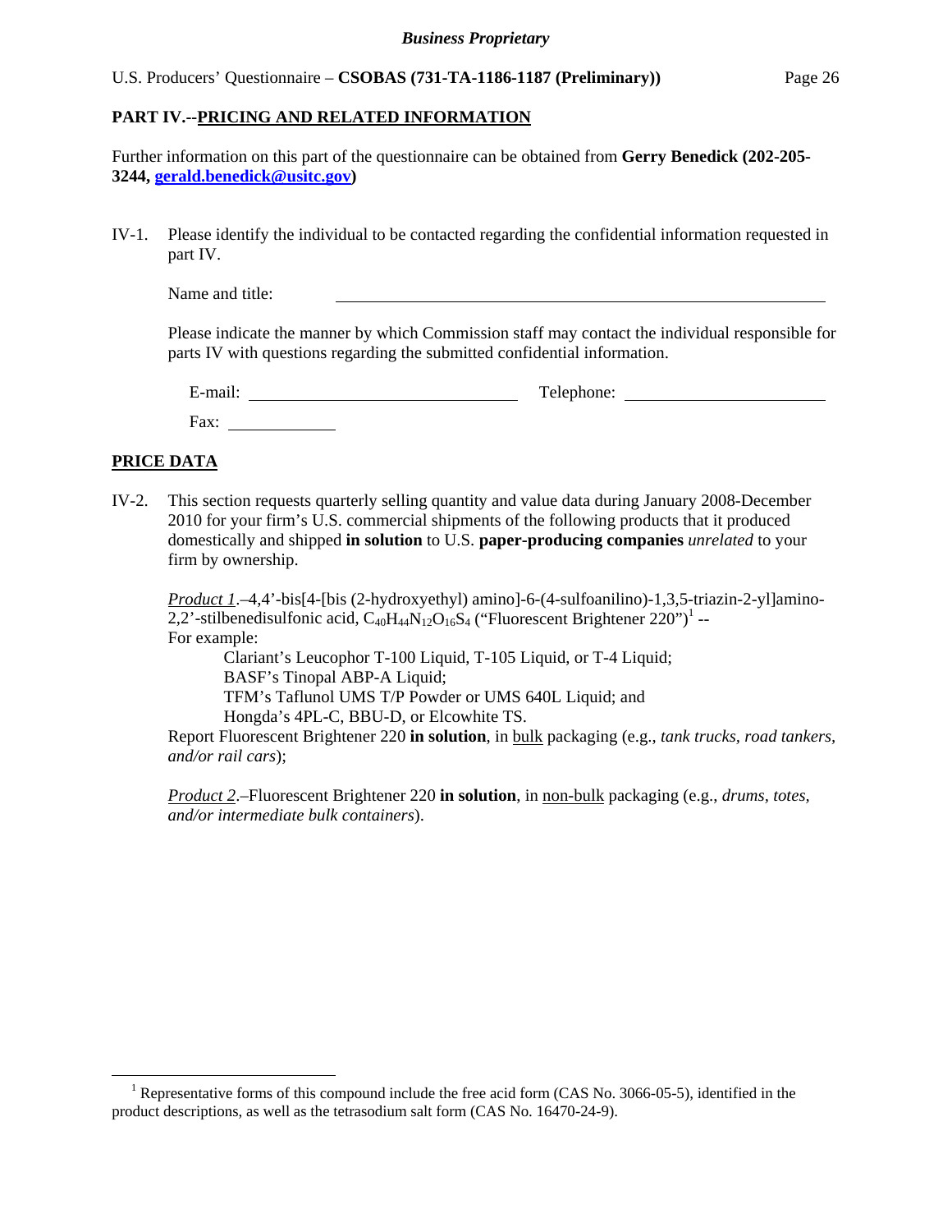## PART IV.--PRICING AND RELATED INFORMATION

Further information on this part of the questionnaire can be obtained from **Gerry Benedick (202-205-3244, gerald.benedick@usitc.gov)**

IV-1. Please identify the individual to be contacted regarding the confidential information requested in part IV.

Name and title: ______________________________

Please indicate the manner by which Commission staff may contact the individual responsible for parts IV with questions regarding the submitted confidential information.

E-mail: ______________________ Telephone: ______________________

Fax: ____________

## PRICE DATA

IV-2. This section requests quarterly selling quantity and value data during January 2008-December 2010 for your firm's U.S. commercial shipments of the following products that it produced domestically and shipped **in solution** to U.S. **paper-producing companies** *unrelated* to your firm by ownership.

*Product 1*.–4,4'-bis[4-[bis (2-hydroxyethyl) amino]-6-(4-sulfoanilino)-1,3,5-triazin-2-yl]amino-2,2'-stilbenedisulfonic acid, $C_{40}H_{44}N_{12}O_{16}S_4$ ("Fluorescent Brightener 220")[1] --
For example:

Clariant's Leucophor T-100 Liquid, T-105 Liquid, or T-4 Liquid;
BASF's Tinopal ABP-A Liquid;
TFM's Taflunol UMS T/P Powder or UMS 640L Liquid; and
Hongda's 4PL-C, BBU-D, or Elcowhite TS.

Report Fluorescent Brightener 220 **in solution**, in bulk packaging (e.g., *tank trucks*, *road tankers*, *and/or rail cars*);

*Product 2*.–Fluorescent Brightener 220 **in solution**, in non-bulk packaging (e.g., *drums*, *totes*, *and/or intermediate bulk containers*).

---

[1] Representative forms of this compound include the free acid form (CAS No. 3066-05-5), identified in the product descriptions, as well as the tetrasodium salt form (CAS No. 16470-24-9).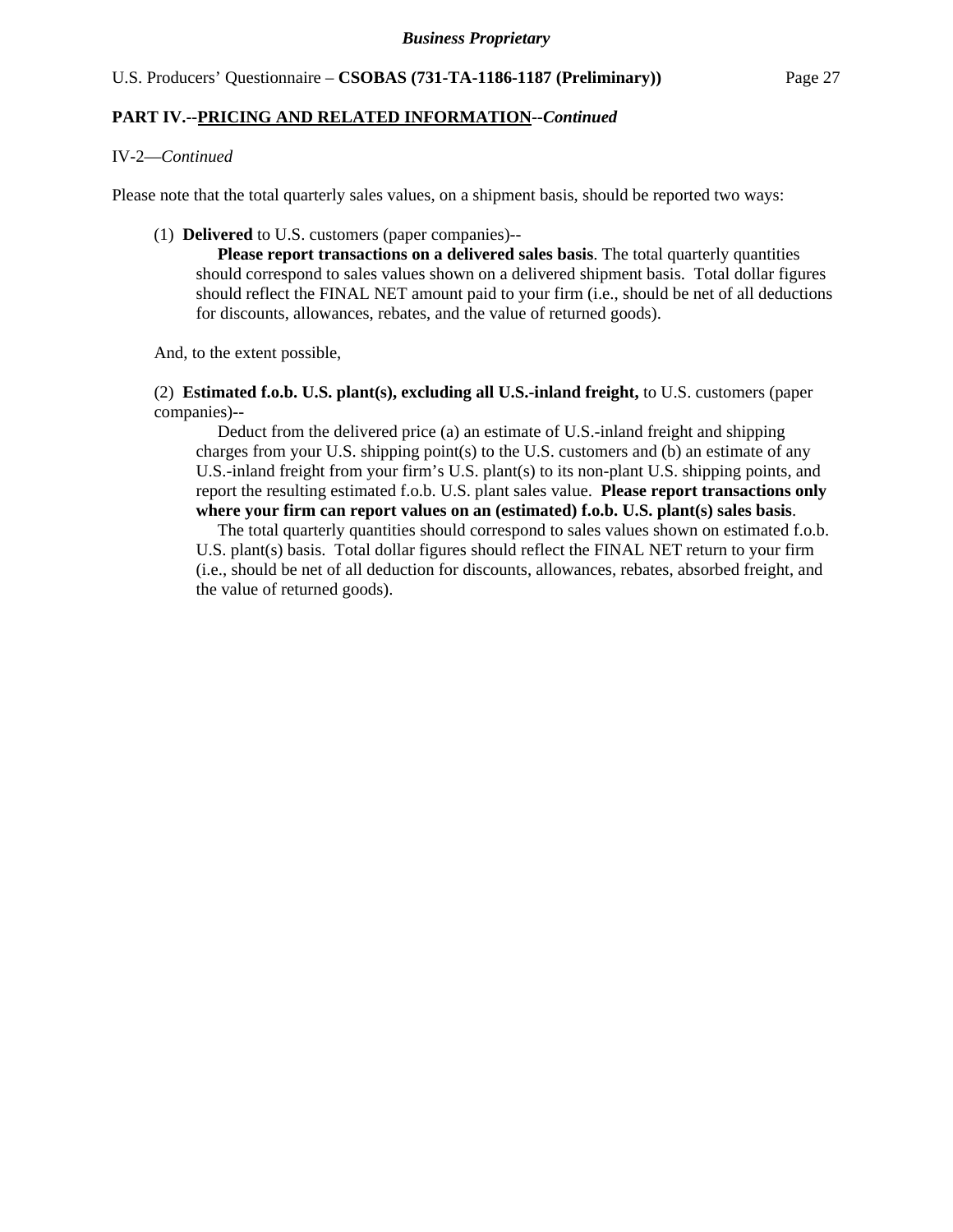**PART IV.--PRICING AND RELATED INFORMATION--*Continued***

IV-2—*Continued*

Please note that the total quarterly sales values, on a shipment basis, should be reported two ways:

(1) **Delivered** to U.S. customers (paper companies)--
**Please report transactions on a delivered sales basis**. The total quarterly quantities should correspond to sales values shown on a delivered shipment basis. Total dollar figures should reflect the FINAL NET amount paid to your firm (i.e., should be net of all deductions for discounts, allowances, rebates, and the value of returned goods).

And, to the extent possible,

(2) **Estimated f.o.b. U.S. plant(s), excluding all U.S.-inland freight,** to U.S. customers (paper companies)--
Deduct from the delivered price (a) an estimate of U.S.-inland freight and shipping charges from your U.S. shipping point(s) to the U.S. customers and (b) an estimate of any U.S.-inland freight from your firm's U.S. plant(s) to its non-plant U.S. shipping points, and report the resulting estimated f.o.b. U.S. plant sales value. **Please report transactions only where your firm can report values on an (estimated) f.o.b. U.S. plant(s) sales basis**.
The total quarterly quantities should correspond to sales values shown on estimated f.o.b. U.S. plant(s) basis. Total dollar figures should reflect the FINAL NET return to your firm (i.e., should be net of all deduction for discounts, allowances, rebates, absorbed freight, and the value of returned goods).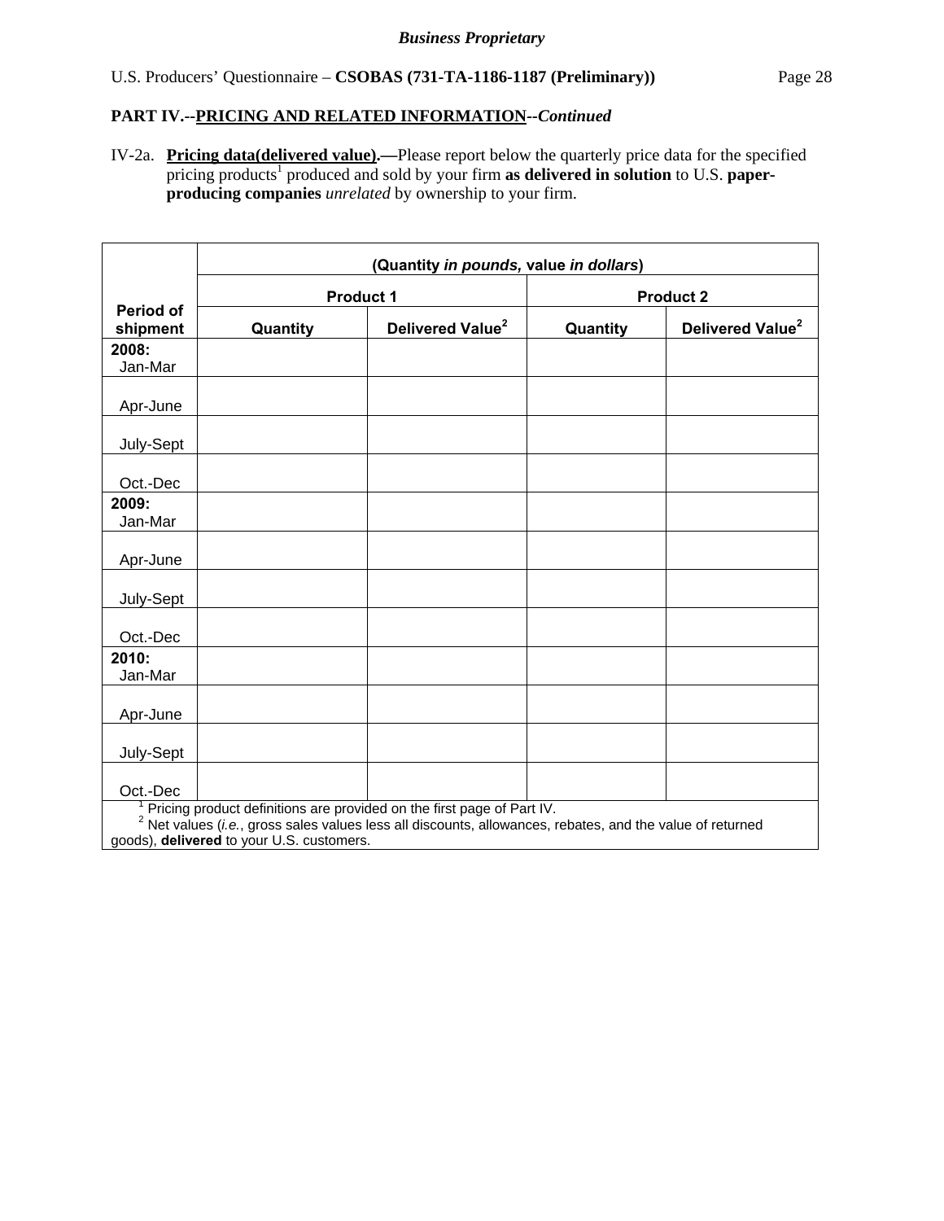## PART IV.--PRICING AND RELATED INFORMATION--*Continued*

IV-2a. **Pricing data(delivered value).—**Please report below the quarterly price data for the specified pricing products[1] produced and sold by your firm **as delivered in solution** to U.S. **paper-producing companies** *unrelated* by ownership to your firm.

| Period of shipment | (Quantity *in pounds,* value *in dollars*) | | | |
|---|---|---|---|---|
| | Product 1 | | Product 2 | |
| | Quantity | Delivered Value[2] | Quantity | Delivered Value[2] |
| **2008:** Jan-Mar | | | | |
| Apr-June | | | | |
| July-Sept | | | | |
| Oct.-Dec | | | | |
| **2009:** Jan-Mar | | | | |
| Apr-June | | | | |
| July-Sept | | | | |
| Oct.-Dec | | | | |
| **2010:** Jan-Mar | | | | |
| Apr-June | | | | |
| July-Sept | | | | |
| Oct.-Dec | | | | |

[1] Pricing product definitions are provided on the first page of Part IV.
[2] Net values (*i.e.*, gross sales values less all discounts, allowances, rebates, and the value of returned goods), **delivered** to your U.S. customers.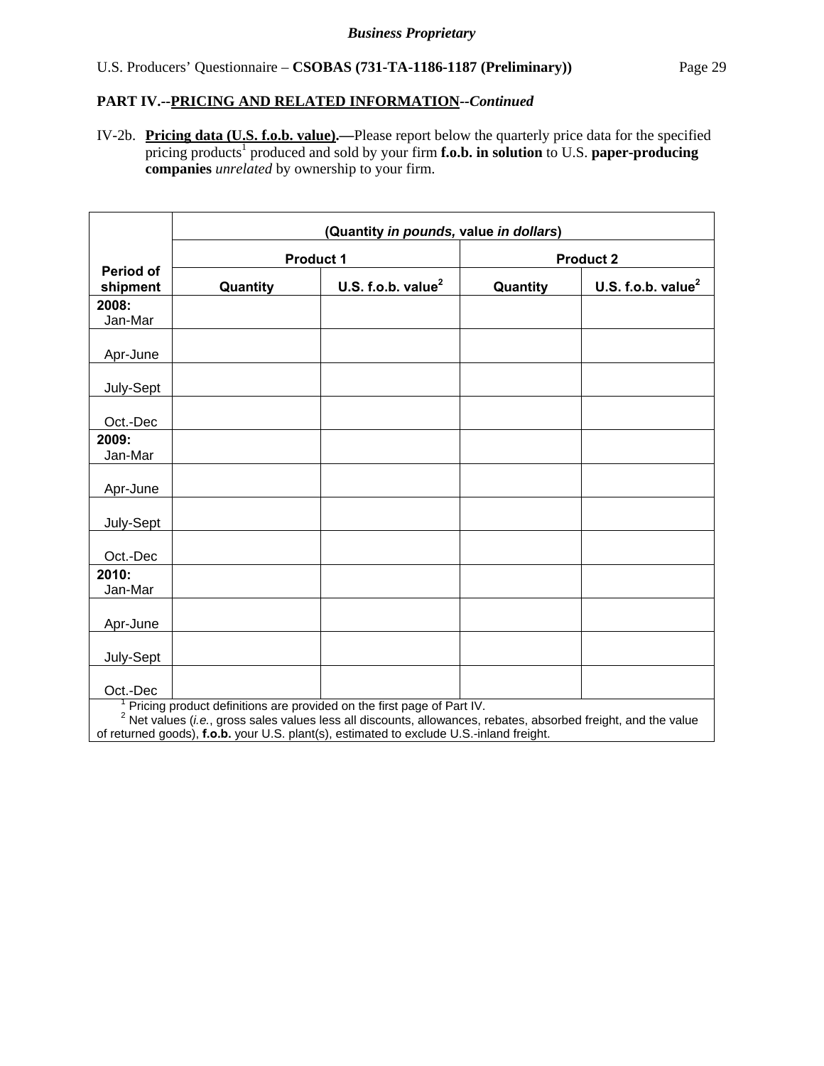**PART IV.--PRICING AND RELATED INFORMATION--*Continued***

IV-2b. **Pricing data (U.S. f.o.b. value).—**Please report below the quarterly price data for the specified pricing products[1] produced and sold by your firm **f.o.b. in solution** to U.S. **paper-producing companies** *unrelated* by ownership to your firm.

| Period of shipment | (Quantity *in pounds,* value *in dollars*) | | | |
|---|---|---|---|---|
| | Product 1 | | Product 2 | |
| | Quantity | U.S. f.o.b. value[2] | Quantity | U.S. f.o.b. value[2] |
| **2008:** Jan-Mar | | | | |
| Apr-June | | | | |
| July-Sept | | | | |
| Oct.-Dec | | | | |
| **2009:** Jan-Mar | | | | |
| Apr-June | | | | |
| July-Sept | | | | |
| Oct.-Dec | | | | |
| **2010:** Jan-Mar | | | | |
| Apr-June | | | | |
| July-Sept | | | | |
| Oct.-Dec | | | | |

[1] Pricing product definitions are provided on the first page of Part IV.
[2] Net values (*i.e.*, gross sales values less all discounts, allowances, rebates, absorbed freight, and the value of returned goods), **f.o.b.** your U.S. plant(s), estimated to exclude U.S.-inland freight.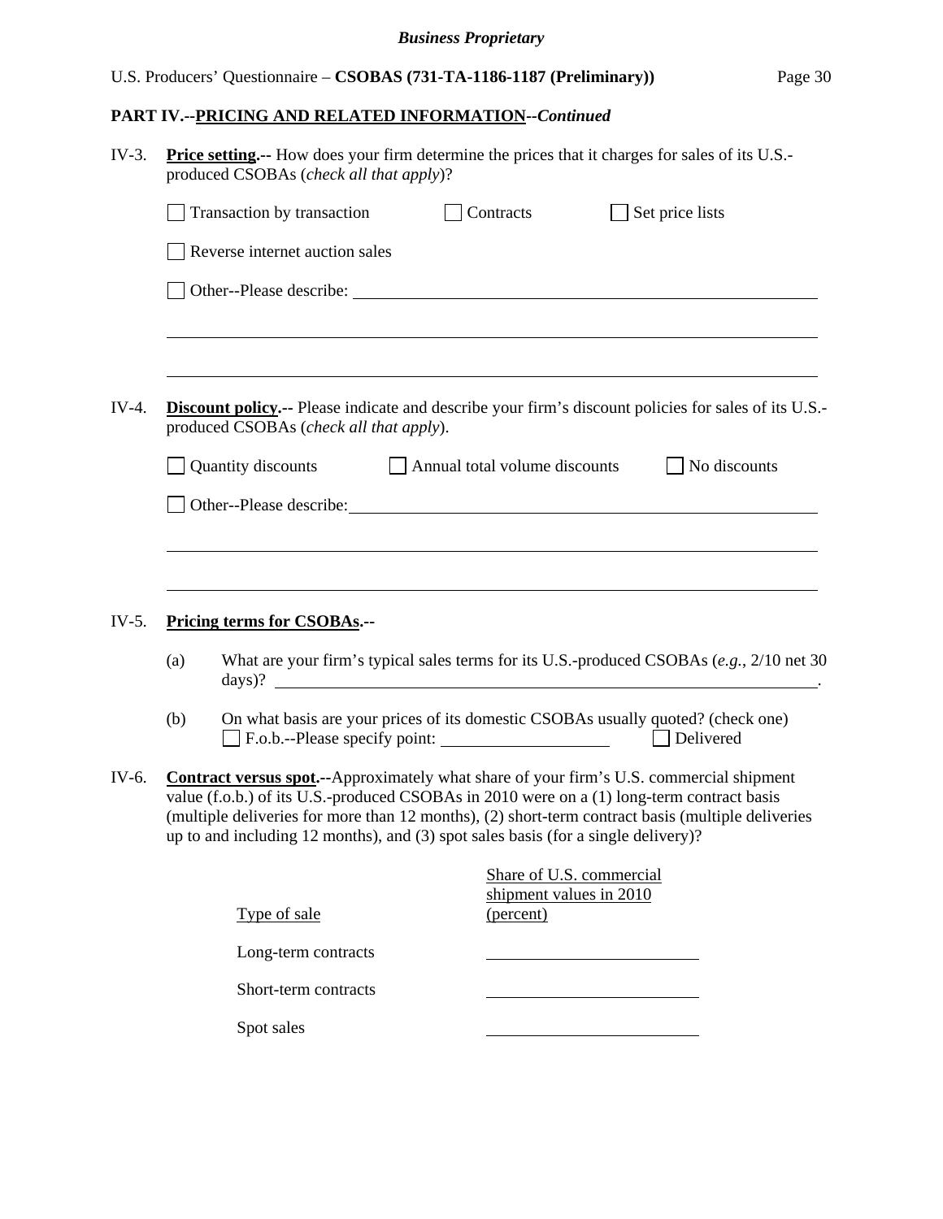## PART IV.--PRICING AND RELATED INFORMATION--*Continued*

IV-3. **Price setting.--** How does your firm determine the prices that it charges for sales of its U.S.-produced CSOBAs (*check all that apply*)?

☐ Transaction by transaction ☐ Contracts ☐ Set price lists

☐ Reverse internet auction sales

☐ Other--Please describe: ______________________________________________

______________________________________________

______________________________________________

IV-4. **Discount policy.--** Please indicate and describe your firm's discount policies for sales of its U.S.-produced CSOBAs (*check all that apply*).

☐ Quantity discounts ☐ Annual total volume discounts ☐ No discounts

☐ Other--Please describe: ______________________________________________

______________________________________________

______________________________________________

IV-5. **Pricing terms for CSOBAs.--**

(a) What are your firm's typical sales terms for its U.S.-produced CSOBAs (*e.g.*, 2/10 net 30 days)? ______________________________________________.

(b) On what basis are your prices of its domestic CSOBAs usually quoted? (check one)
☐ F.o.b.--Please specify point: ____________________ ☐ Delivered

IV-6. **Contract versus spot.--**Approximately what share of your firm's U.S. commercial shipment value (f.o.b.) of its U.S.-produced CSOBAs in 2010 were on a (1) long-term contract basis (multiple deliveries for more than 12 months), (2) short-term contract basis (multiple deliveries up to and including 12 months), and (3) spot sales basis (for a single delivery)?

| Type of sale | Share of U.S. commercial shipment values in 2010 (percent) |
|---|---|
| Long-term contracts | ____________ |
| Short-term contracts | ____________ |
| Spot sales | ____________ |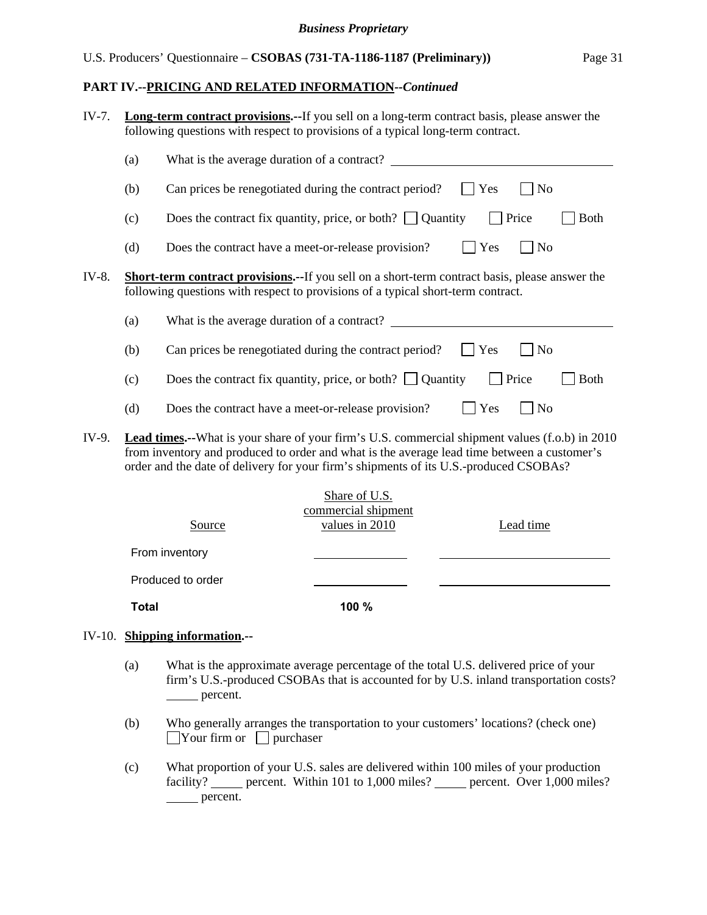## PART IV.--PRICING AND RELATED INFORMATION--*Continued*

IV-7. **Long-term contract provisions.**--If you sell on a long-term contract basis, please answer the following questions with respect to provisions of a typical long-term contract.

(a) What is the average duration of a contract? ____________________

(b) Can prices be renegotiated during the contract period? ☐ Yes ☐ No

(c) Does the contract fix quantity, price, or both? ☐ Quantity ☐ Price ☐ Both

(d) Does the contract have a meet-or-release provision? ☐ Yes ☐ No

IV-8. **Short-term contract provisions.**--If you sell on a short-term contract basis, please answer the following questions with respect to provisions of a typical short-term contract.

(a) What is the average duration of a contract? ____________________

(b) Can prices be renegotiated during the contract period? ☐ Yes ☐ No

(c) Does the contract fix quantity, price, or both? ☐ Quantity ☐ Price ☐ Both

(d) Does the contract have a meet-or-release provision? ☐ Yes ☐ No

IV-9. **Lead times.**--What is your share of your firm's U.S. commercial shipment values (f.o.b) in 2010 from inventory and produced to order and what is the average lead time between a customer's order and the date of delivery for your firm's shipments of its U.S.-produced CSOBAs?

| Source | Share of U.S. commercial shipment values in 2010 | Lead time |
|---|---|---|
| From inventory | | |
| Produced to order | | |
| **Total** | **100 %** | |

IV-10. **Shipping information.**--

(a) What is the approximate average percentage of the total U.S. delivered price of your firm's U.S.-produced CSOBAs that is accounted for by U.S. inland transportation costs? _____ percent.

(b) Who generally arranges the transportation to your customers' locations? (check one) ☐ Your firm or ☐ purchaser

(c) What proportion of your U.S. sales are delivered within 100 miles of your production facility? _____ percent. Within 101 to 1,000 miles? _____ percent. Over 1,000 miles? _____ percent.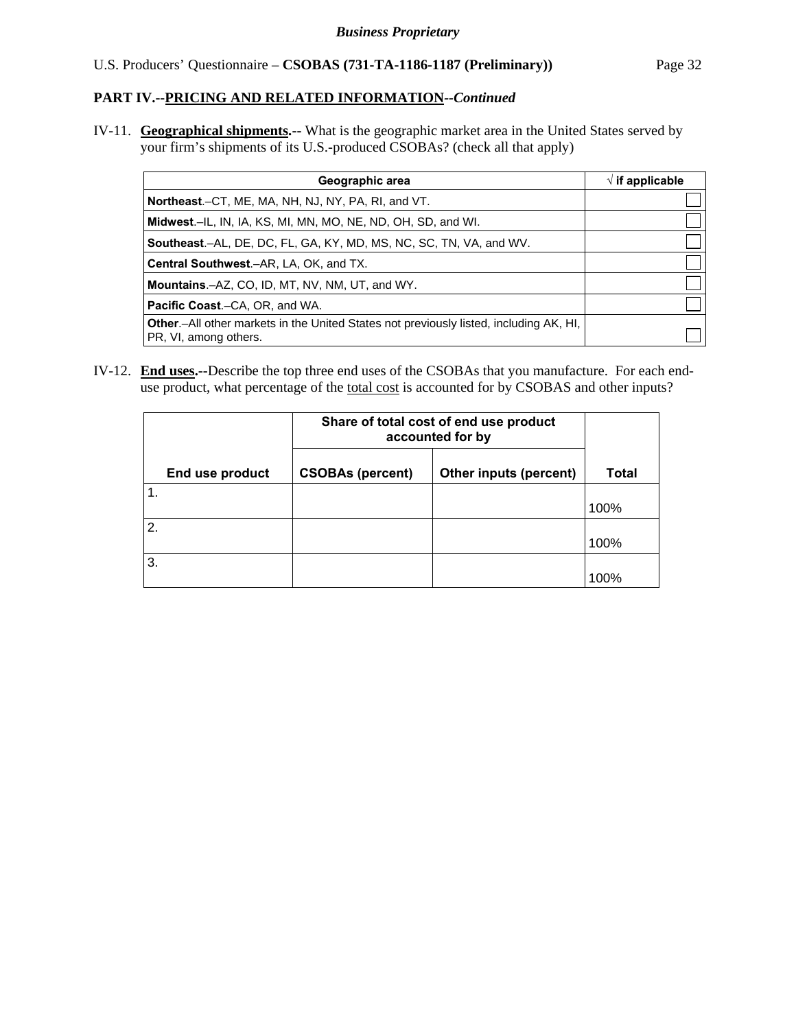**PART IV.--PRICING AND RELATED INFORMATION--*Continued***

IV-11. **Geographical shipments.--** What is the geographic market area in the United States served by your firm's shipments of its U.S.-produced CSOBAs? (check all that apply)

| Geographic area | √ if applicable |
|---|---|
| **Northeast**.–CT, ME, MA, NH, NJ, NY, PA, RI, and VT. | ☐ |
| **Midwest**.–IL, IN, IA, KS, MI, MN, MO, NE, ND, OH, SD, and WI. | ☐ |
| **Southeast**.–AL, DE, DC, FL, GA, KY, MD, MS, NC, SC, TN, VA, and WV. | ☐ |
| **Central Southwest**.–AR, LA, OK, and TX. | ☐ |
| **Mountains**.–AZ, CO, ID, MT, NV, NM, UT, and WY. | ☐ |
| **Pacific Coast**.–CA, OR, and WA. | ☐ |
| **Other**.–All other markets in the United States not previously listed, including AK, HI, PR, VI, among others. | ☐ |

IV-12. **End uses.--**Describe the top three end uses of the CSOBAs that you manufacture. For each end-use product, what percentage of the total cost is accounted for by CSOBAS and other inputs?

| | Share of total cost of end use product accounted for by | | |
|---|---|---|---|
| **End use product** | **CSOBAs (percent)** | **Other inputs (percent)** | **Total** |
| 1. | | | 100% |
| 2. | | | 100% |
| 3. | | | 100% |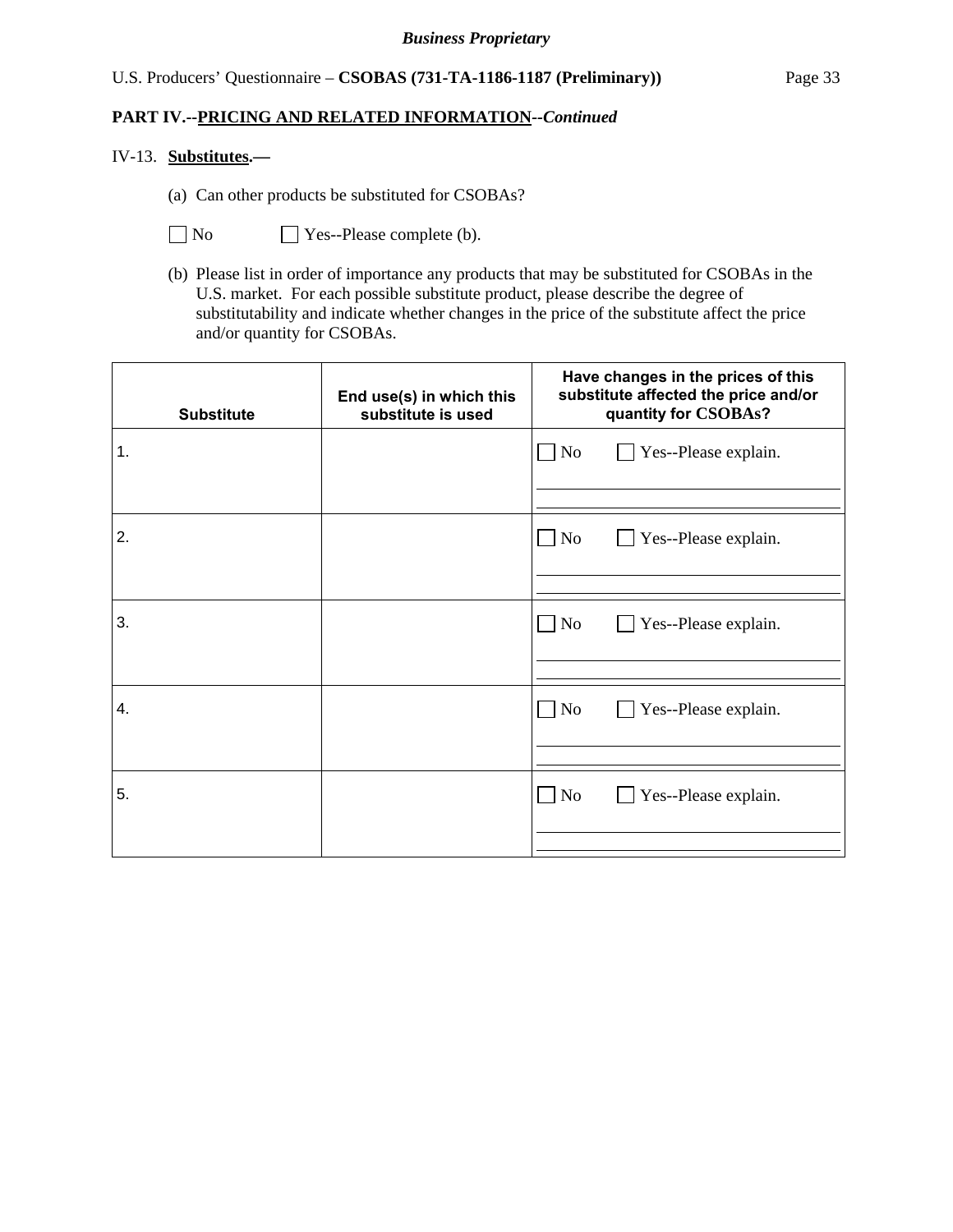**PART IV.--PRICING AND RELATED INFORMATION--*Continued***

IV-13. **Substitutes.—**

(a) Can other products be substituted for CSOBAs?

☐ No ☐ Yes--Please complete (b).

(b) Please list in order of importance any products that may be substituted for CSOBAs in the U.S. market. For each possible substitute product, please describe the degree of substitutability and indicate whether changes in the price of the substitute affect the price and/or quantity for CSOBAs.

| Substitute | End use(s) in which this substitute is used | Have changes in the prices of this substitute affected the price and/or quantity for CSOBAs? |
|---|---|---|
| 1. | | ☐ No ☐ Yes--Please explain. |
| 2. | | ☐ No ☐ Yes--Please explain. |
| 3. | | ☐ No ☐ Yes--Please explain. |
| 4. | | ☐ No ☐ Yes--Please explain. |
| 5. | | ☐ No ☐ Yes--Please explain. |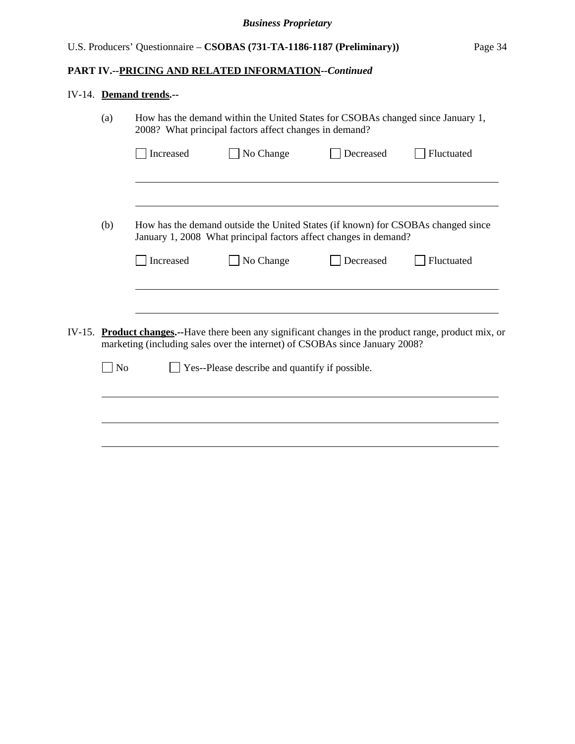## PART IV.--PRICING AND RELATED INFORMATION--*Continued*

IV-14. **Demand trends.**--

(a) How has the demand within the United States for CSOBAs changed since January 1, 2008? What principal factors affect changes in demand?

☐ Increased ☐ No Change ☐ Decreased ☐ Fluctuated

______________________________________________________________________________

______________________________________________________________________________

(b) How has the demand outside the United States (if known) for CSOBAs changed since January 1, 2008 What principal factors affect changes in demand?

☐ Increased ☐ No Change ☐ Decreased ☐ Fluctuated

______________________________________________________________________________

______________________________________________________________________________

IV-15. **Product changes.**--Have there been any significant changes in the product range, product mix, or marketing (including sales over the internet) of CSOBAs since January 2008?

☐ No ☐ Yes--Please describe and quantify if possible.

______________________________________________________________________________

______________________________________________________________________________

______________________________________________________________________________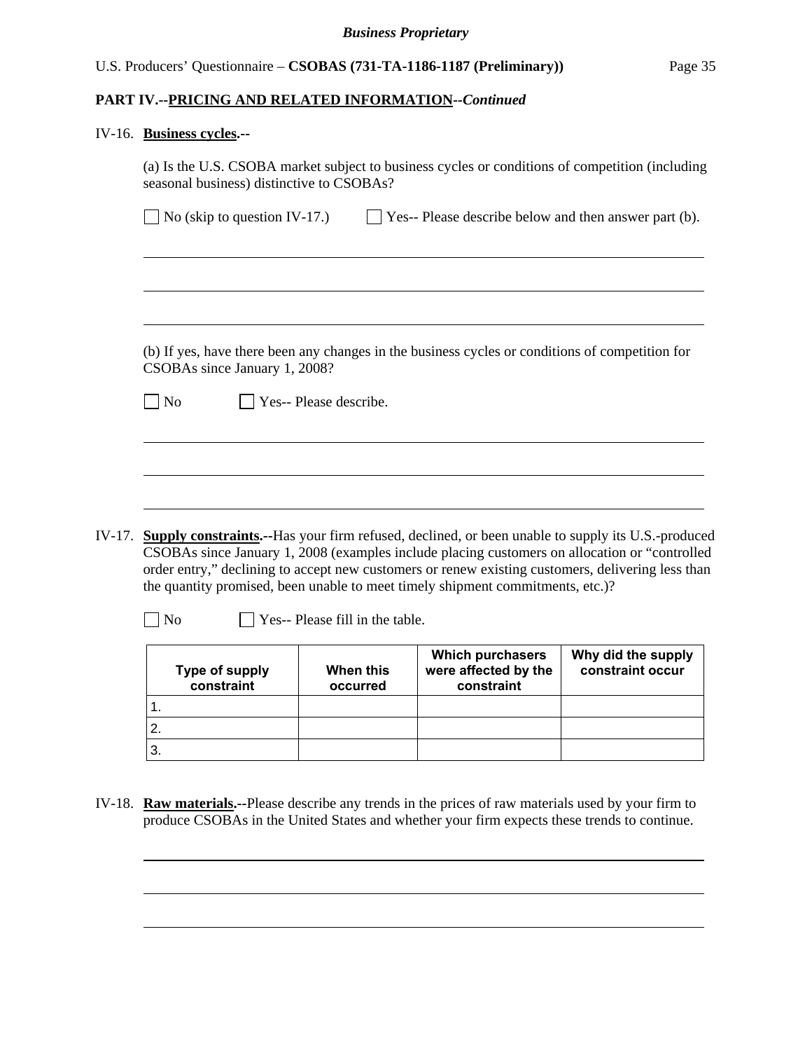**PART IV.--PRICING AND RELATED INFORMATION--*Continued***

IV-16. **Business cycles.--**

(a) Is the U.S. CSOBA market subject to business cycles or conditions of competition (including seasonal business) distinctive to CSOBAs?

☐ No (skip to question IV-17.) ☐ Yes-- Please describe below and then answer part (b).

(b) If yes, have there been any changes in the business cycles or conditions of competition for CSOBAs since January 1, 2008?

☐ No ☐ Yes-- Please describe.

IV-17. **Supply constraints.--**Has your firm refused, declined, or been unable to supply its U.S.-produced CSOBAs since January 1, 2008 (examples include placing customers on allocation or "controlled order entry," declining to accept new customers or renew existing customers, delivering less than the quantity promised, been unable to meet timely shipment commitments, etc.)?

☐ No ☐ Yes-- Please fill in the table.

| Type of supply constraint | When this occurred | Which purchasers were affected by the constraint | Why did the supply constraint occur |
|---|---|---|---|
| 1. | | | |
| 2. | | | |
| 3. | | | |

IV-18. **Raw materials.--**Please describe any trends in the prices of raw materials used by your firm to produce CSOBAs in the United States and whether your firm expects these trends to continue.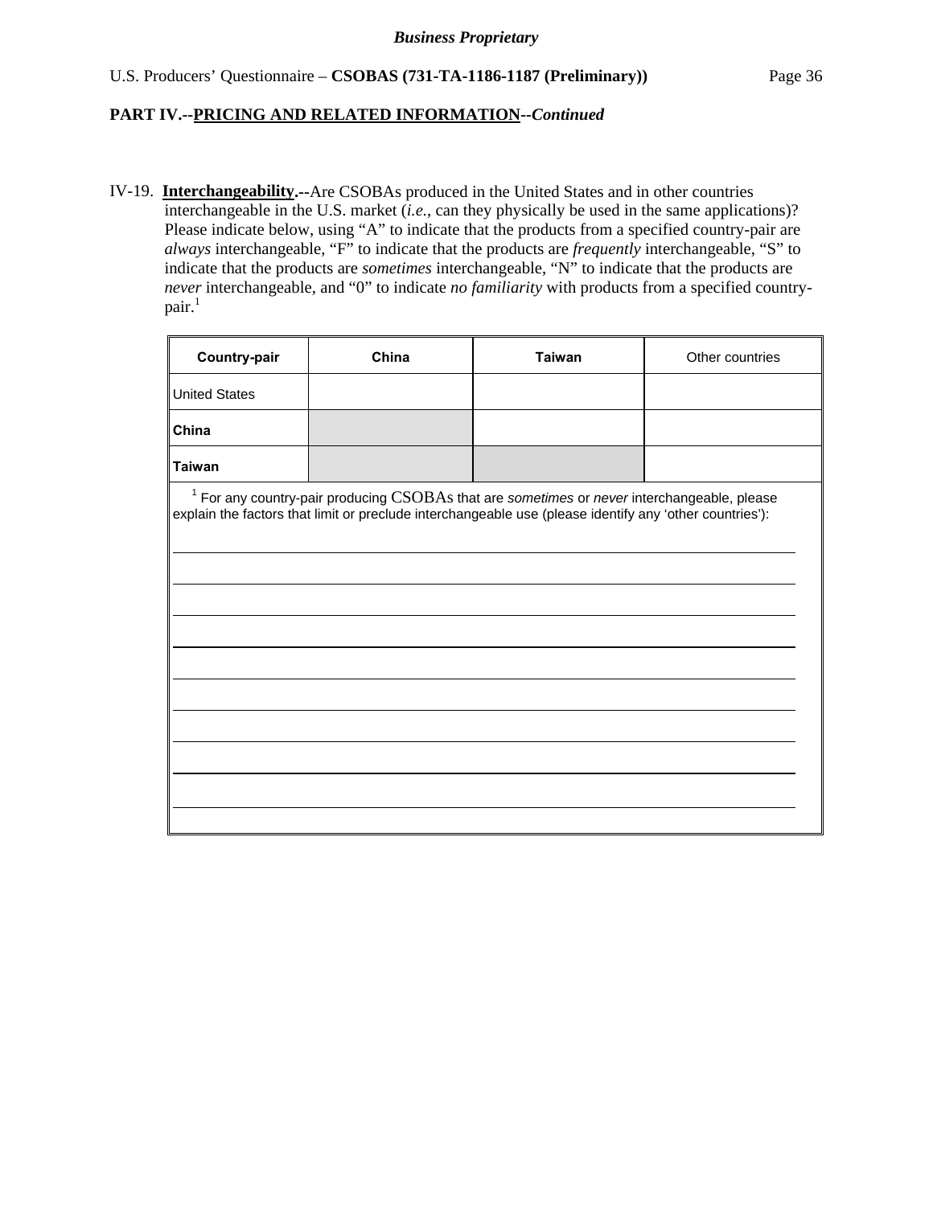**Business Proprietary**

U.S. Producers' Questionnaire – **CSOBAS (731-TA-1186-1187 (Preliminary))**

**PART IV.--PRICING AND RELATED INFORMATION--*Continued***

IV-19. **Interchangeability.--**Are CSOBAs produced in the United States and in other countries interchangeable in the U.S. market (*i.e.*, can they physically be used in the same applications)? Please indicate below, using "A" to indicate that the products from a specified country-pair are *always* interchangeable, "F" to indicate that the products are *frequently* interchangeable, "S" to indicate that the products are *sometimes* interchangeable, "N" to indicate that the products are *never* interchangeable, and "0" to indicate *no familiarity* with products from a specified country-pair.[1]

| **Country-pair** | **China** | **Taiwan** | Other countries |
|---|---|---|---|
| United States | | | |
| **China** | | | |
| **Taiwan** | | | |

[1] For any country-pair producing CSOBAs that are *sometimes* or *never* interchangeable, please explain the factors that limit or preclude interchangeable use (please identify any 'other countries'):

_______________________________________________________________________________

_______________________________________________________________________________

_______________________________________________________________________________

_______________________________________________________________________________

_______________________________________________________________________________

_______________________________________________________________________________

_______________________________________________________________________________

_______________________________________________________________________________

_______________________________________________________________________________

_______________________________________________________________________________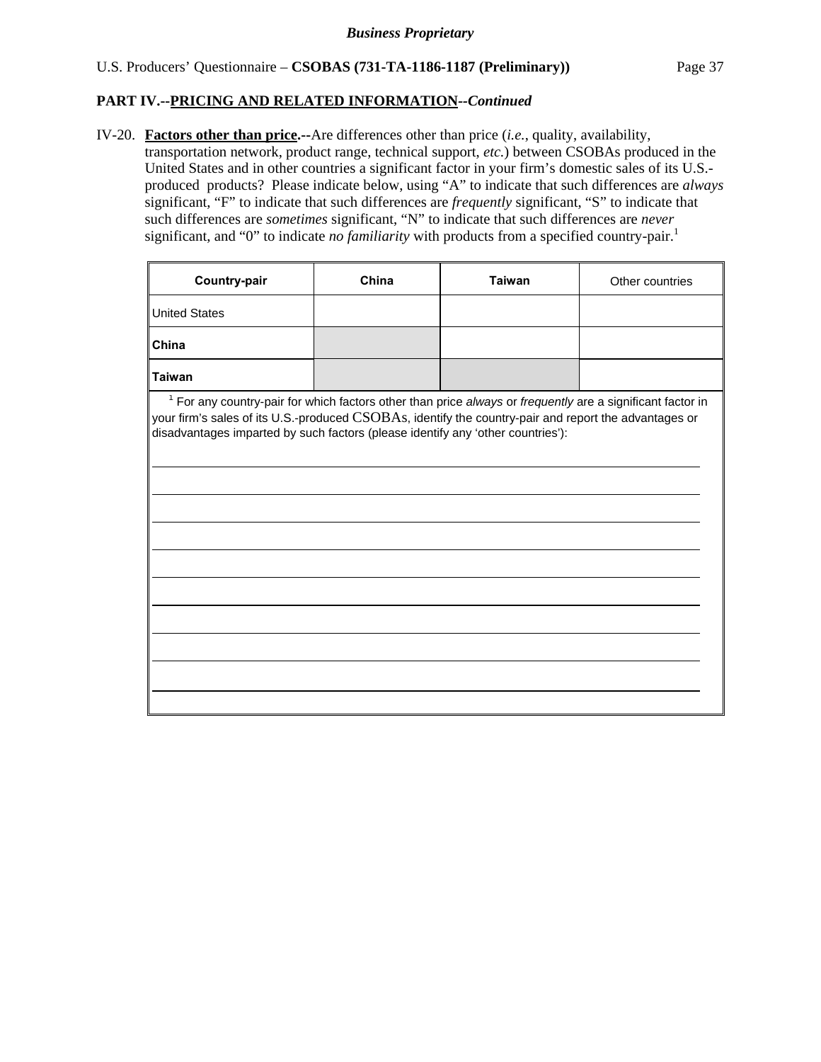**Business Proprietary**

U.S. Producers' Questionnaire – **CSOBAS (731-TA-1186-1187 (Preliminary))**

**PART IV.--PRICING AND RELATED INFORMATION--*Continued***

IV-20. **Factors other than price.--**Are differences other than price (*i.e.*, quality, availability, transportation network, product range, technical support, *etc.*) between CSOBAs produced in the United States and in other countries a significant factor in your firm's domestic sales of its U.S.-produced products? Please indicate below, using "A" to indicate that such differences are *always* significant, "F" to indicate that such differences are *frequently* significant, "S" to indicate that such differences are *sometimes* significant, "N" to indicate that such differences are *never* significant, and "0" to indicate *no familiarity* with products from a specified country-pair.[1]

| Country-pair | China | Taiwan | Other countries |
|---|---|---|---|
| United States | | | |
| **China** | | | |
| **Taiwan** | | | |

[1] For any country-pair for which factors other than price *always* or *frequently* are a significant factor in your firm's sales of its U.S.-produced CSOBAs, identify the country-pair and report the advantages or disadvantages imparted by such factors (please identify any 'other countries'):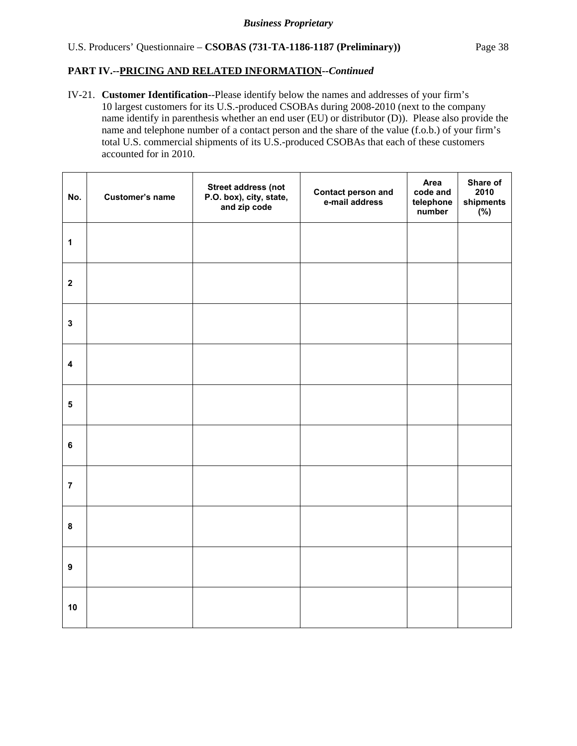*Business Proprietary*

U.S. Producers' Questionnaire – **CSOBAS (731-TA-1186-1187 (Preliminary))**

**PART IV.--PRICING AND RELATED INFORMATION--*Continued***

IV-21. **Customer Identification**--Please identify below the names and addresses of your firm's 10 largest customers for its U.S.-produced CSOBAs during 2008-2010 (next to the company name identify in parenthesis whether an end user (EU) or distributor (D)). Please also provide the name and telephone number of a contact person and the share of the value (f.o.b.) of your firm's total U.S. commercial shipments of its U.S.-produced CSOBAs that each of these customers accounted for in 2010.

| No. | Customer's name | Street address (not P.O. box), city, state, and zip code | Contact person and e-mail address | Area code and telephone number | Share of 2010 shipments (%) |
|---|---|---|---|---|---|
| 1 | | | | | |
| 2 | | | | | |
| 3 | | | | | |
| 4 | | | | | |
| 5 | | | | | |
| 6 | | | | | |
| 7 | | | | | |
| 8 | | | | | |
| 9 | | | | | |
| 10 | | | | | |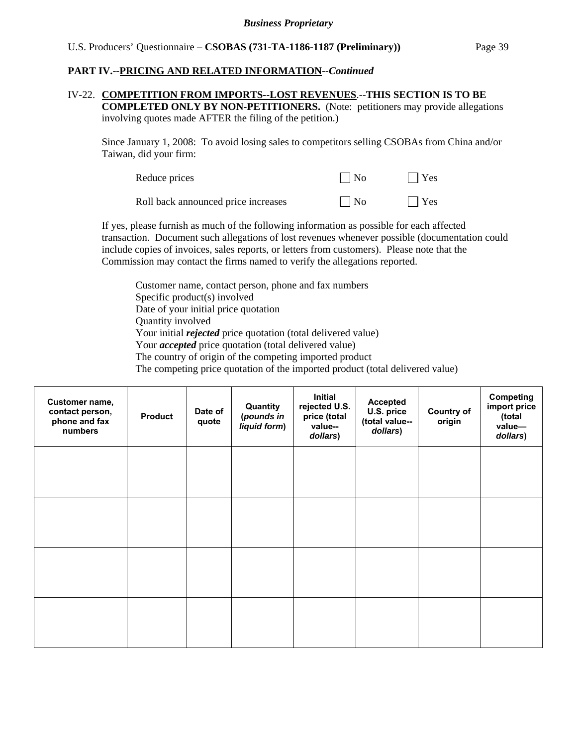## PART IV.--PRICING AND RELATED INFORMATION--*Continued*

IV-22. **COMPETITION FROM IMPORTS--LOST REVENUES.--THIS SECTION IS TO BE COMPLETED ONLY BY NON-PETITIONERS.** (Note: petitioners may provide allegations involving quotes made AFTER the filing of the petition.)

Since January 1, 2008: To avoid losing sales to competitors selling CSOBAs from China and/or Taiwan, did your firm:

Reduce prices ☐ No ☐ Yes

Roll back announced price increases ☐ No ☐ Yes

If yes, please furnish as much of the following information as possible for each affected transaction. Document such allegations of lost revenues whenever possible (documentation could include copies of invoices, sales reports, or letters from customers). Please note that the Commission may contact the firms named to verify the allegations reported.

Customer name, contact person, phone and fax numbers
Specific product(s) involved
Date of your initial price quotation
Quantity involved
Your initial ***rejected*** price quotation (total delivered value)
Your ***accepted*** price quotation (total delivered value)
The country of origin of the competing imported product
The competing price quotation of the imported product (total delivered value)

| Customer name, contact person, phone and fax numbers | Product | Date of quote | Quantity (*pounds in liquid form*) | Initial rejected U.S. price (total value--*dollars*) | Accepted U.S. price (total value--*dollars*) | Country of origin | Competing import price (total value—*dollars*) |
|---|---|---|---|---|---|---|---|
| | | | | | | | |
| | | | | | | | |
| | | | | | | | |
| | | | | | | | |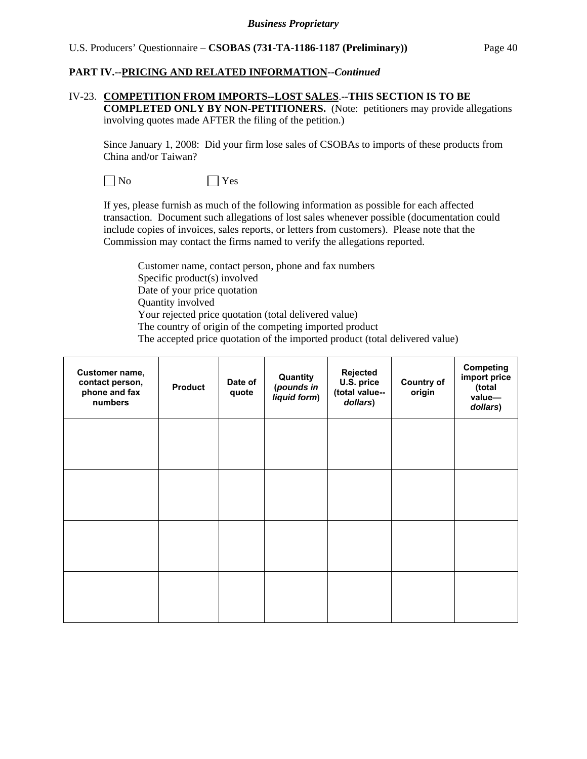**PART IV.--PRICING AND RELATED INFORMATION--*Continued***

IV-23. **COMPETITION FROM IMPORTS--LOST SALES.--THIS SECTION IS TO BE COMPLETED ONLY BY NON-PETITIONERS.** (Note: petitioners may provide allegations involving quotes made AFTER the filing of the petition.)

Since January 1, 2008: Did your firm lose sales of CSOBAs to imports of these products from China and/or Taiwan?

☐ No ☐ Yes

If yes, please furnish as much of the following information as possible for each affected transaction. Document such allegations of lost sales whenever possible (documentation could include copies of invoices, sales reports, or letters from customers). Please note that the Commission may contact the firms named to verify the allegations reported.

Customer name, contact person, phone and fax numbers
Specific product(s) involved
Date of your price quotation
Quantity involved
Your rejected price quotation (total delivered value)
The country of origin of the competing imported product
The accepted price quotation of the imported product (total delivered value)

| Customer name, contact person, phone and fax numbers | Product | Date of quote | Quantity (*pounds in liquid form*) | Rejected U.S. price (total value--*dollars*) | Country of origin | Competing import price (total value—*dollars*) |
|---|---|---|---|---|---|---|
| | | | | | | |
| | | | | | | |
| | | | | | | |
| | | | | | | |